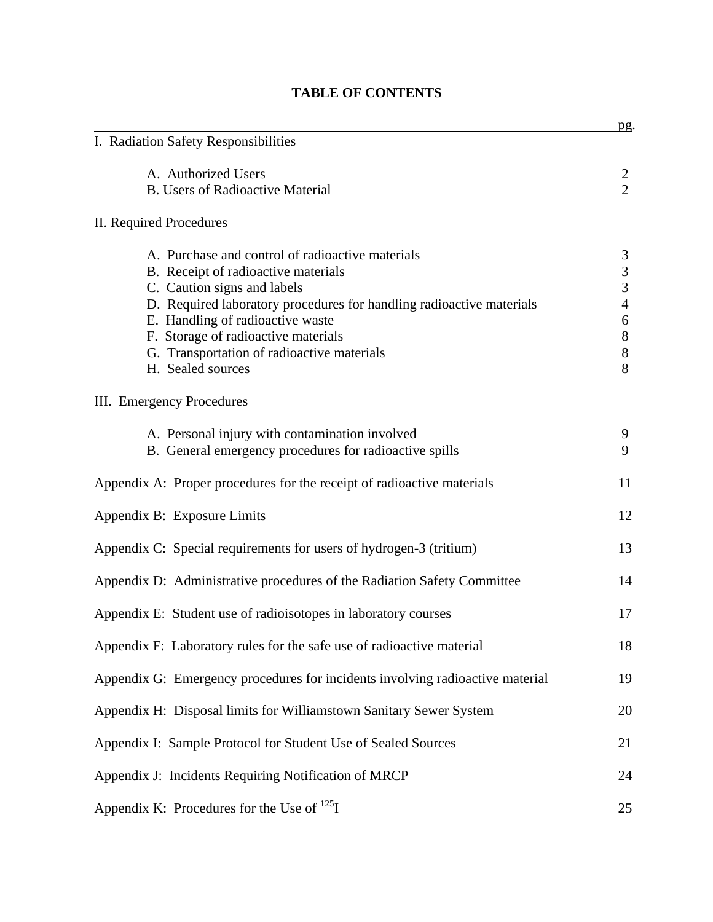# TABLE OF CONTENTS

| | pg. |
|---|---|
| I. Radiation Safety Responsibilities | |
| A. Authorized Users | 2 |
| B. Users of Radioactive Material | 2 |
| II. Required Procedures | |
| A. Purchase and control of radioactive materials | 3 |
| B. Receipt of radioactive materials | 3 |
| C. Caution signs and labels | 3 |
| D. Required laboratory procedures for handling radioactive materials | 4 |
| E. Handling of radioactive waste | 6 |
| F. Storage of radioactive materials | 8 |
| G. Transportation of radioactive materials | 8 |
| H. Sealed sources | 8 |
| III. Emergency Procedures | |
| A. Personal injury with contamination involved | 9 |
| B. General emergency procedures for radioactive spills | 9 |
| Appendix A: Proper procedures for the receipt of radioactive materials | 11 |
| Appendix B: Exposure Limits | 12 |
| Appendix C: Special requirements for users of hydrogen-3 (tritium) | 13 |
| Appendix D: Administrative procedures of the Radiation Safety Committee | 14 |
| Appendix E: Student use of radioisotopes in laboratory courses | 17 |
| Appendix F: Laboratory rules for the safe use of radioactive material | 18 |
| Appendix G: Emergency procedures for incidents involving radioactive material | 19 |
| Appendix H: Disposal limits for Williamstown Sanitary Sewer System | 20 |
| Appendix I: Sample Protocol for Student Use of Sealed Sources | 21 |
| Appendix J: Incidents Requiring Notification of MRCP | 24 |
| Appendix K: Procedures for the Use of $^{125}I$ | 25 |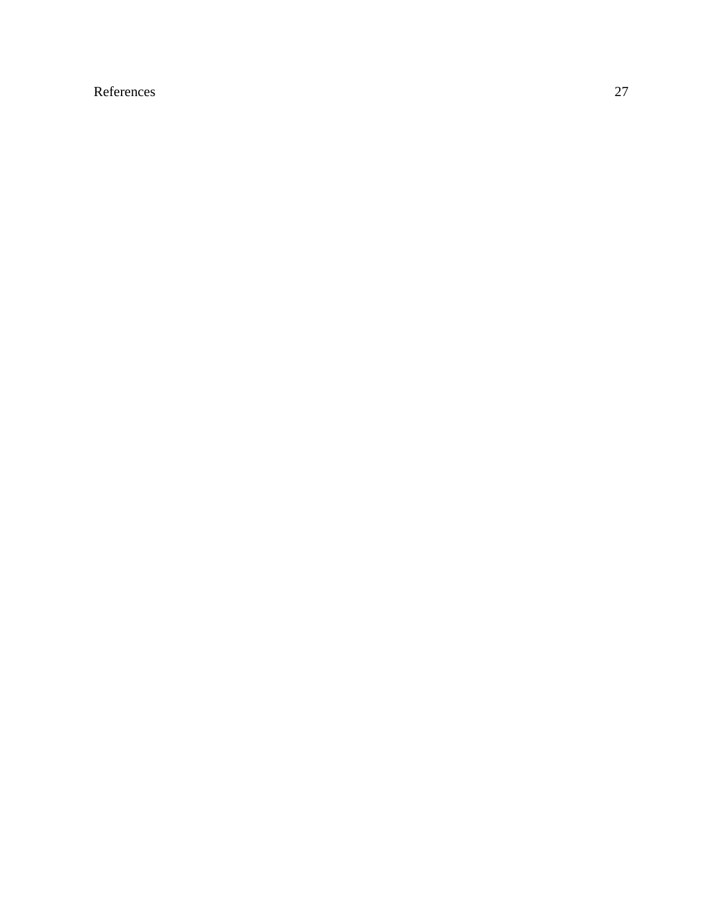References 27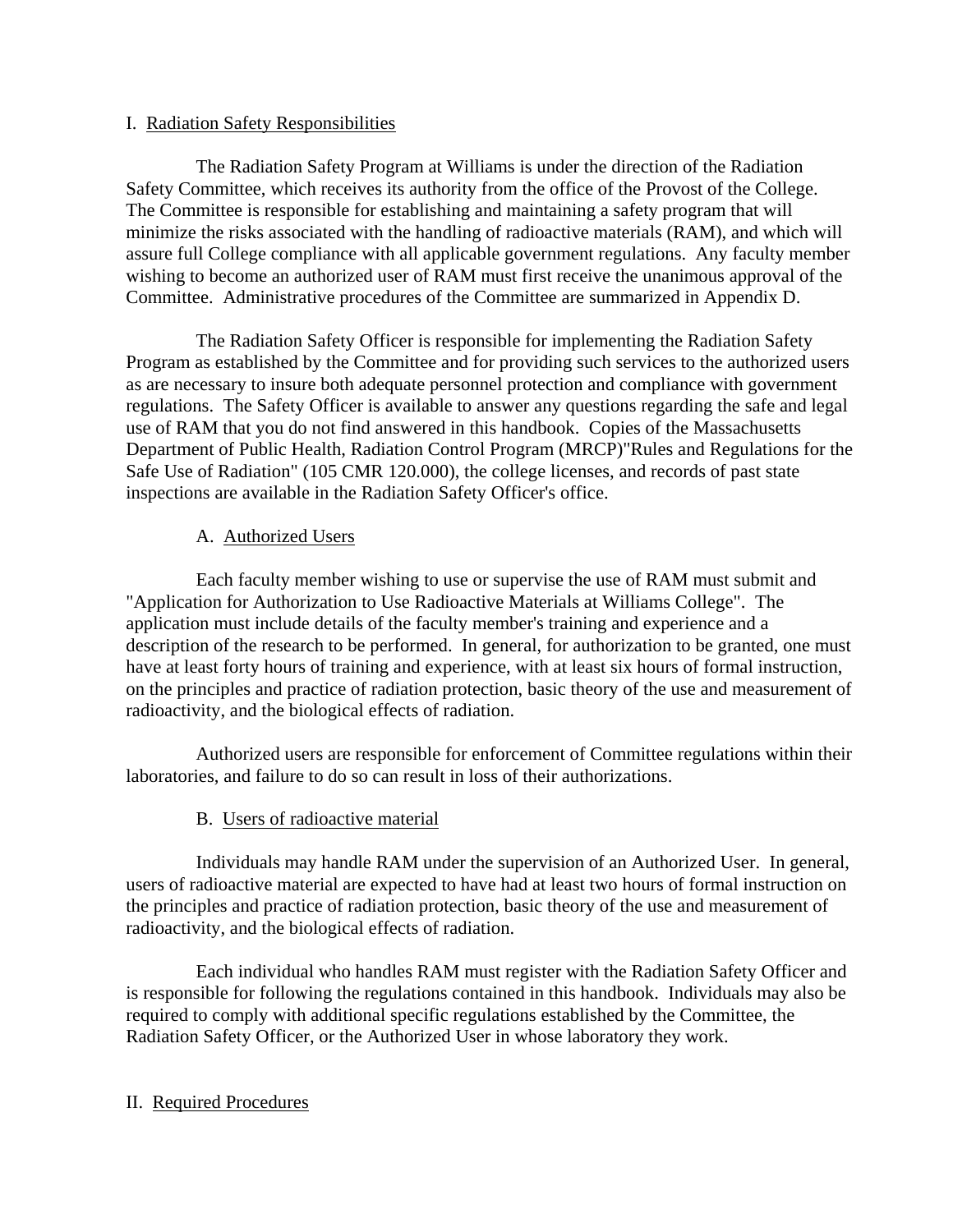## I. Radiation Safety Responsibilities

The Radiation Safety Program at Williams is under the direction of the Radiation Safety Committee, which receives its authority from the office of the Provost of the College. The Committee is responsible for establishing and maintaining a safety program that will minimize the risks associated with the handling of radioactive materials (RAM), and which will assure full College compliance with all applicable government regulations. Any faculty member wishing to become an authorized user of RAM must first receive the unanimous approval of the Committee. Administrative procedures of the Committee are summarized in Appendix D.

The Radiation Safety Officer is responsible for implementing the Radiation Safety Program as established by the Committee and for providing such services to the authorized users as are necessary to insure both adequate personnel protection and compliance with government regulations. The Safety Officer is available to answer any questions regarding the safe and legal use of RAM that you do not find answered in this handbook. Copies of the Massachusetts Department of Public Health, Radiation Control Program (MRCP)"Rules and Regulations for the Safe Use of Radiation" (105 CMR 120.000), the college licenses, and records of past state inspections are available in the Radiation Safety Officer's office.

### A. Authorized Users

Each faculty member wishing to use or supervise the use of RAM must submit and "Application for Authorization to Use Radioactive Materials at Williams College". The application must include details of the faculty member's training and experience and a description of the research to be performed. In general, for authorization to be granted, one must have at least forty hours of training and experience, with at least six hours of formal instruction, on the principles and practice of radiation protection, basic theory of the use and measurement of radioactivity, and the biological effects of radiation.

Authorized users are responsible for enforcement of Committee regulations within their laboratories, and failure to do so can result in loss of their authorizations.

### B. Users of radioactive material

Individuals may handle RAM under the supervision of an Authorized User. In general, users of radioactive material are expected to have had at least two hours of formal instruction on the principles and practice of radiation protection, basic theory of the use and measurement of radioactivity, and the biological effects of radiation.

Each individual who handles RAM must register with the Radiation Safety Officer and is responsible for following the regulations contained in this handbook. Individuals may also be required to comply with additional specific regulations established by the Committee, the Radiation Safety Officer, or the Authorized User in whose laboratory they work.

## II. Required Procedures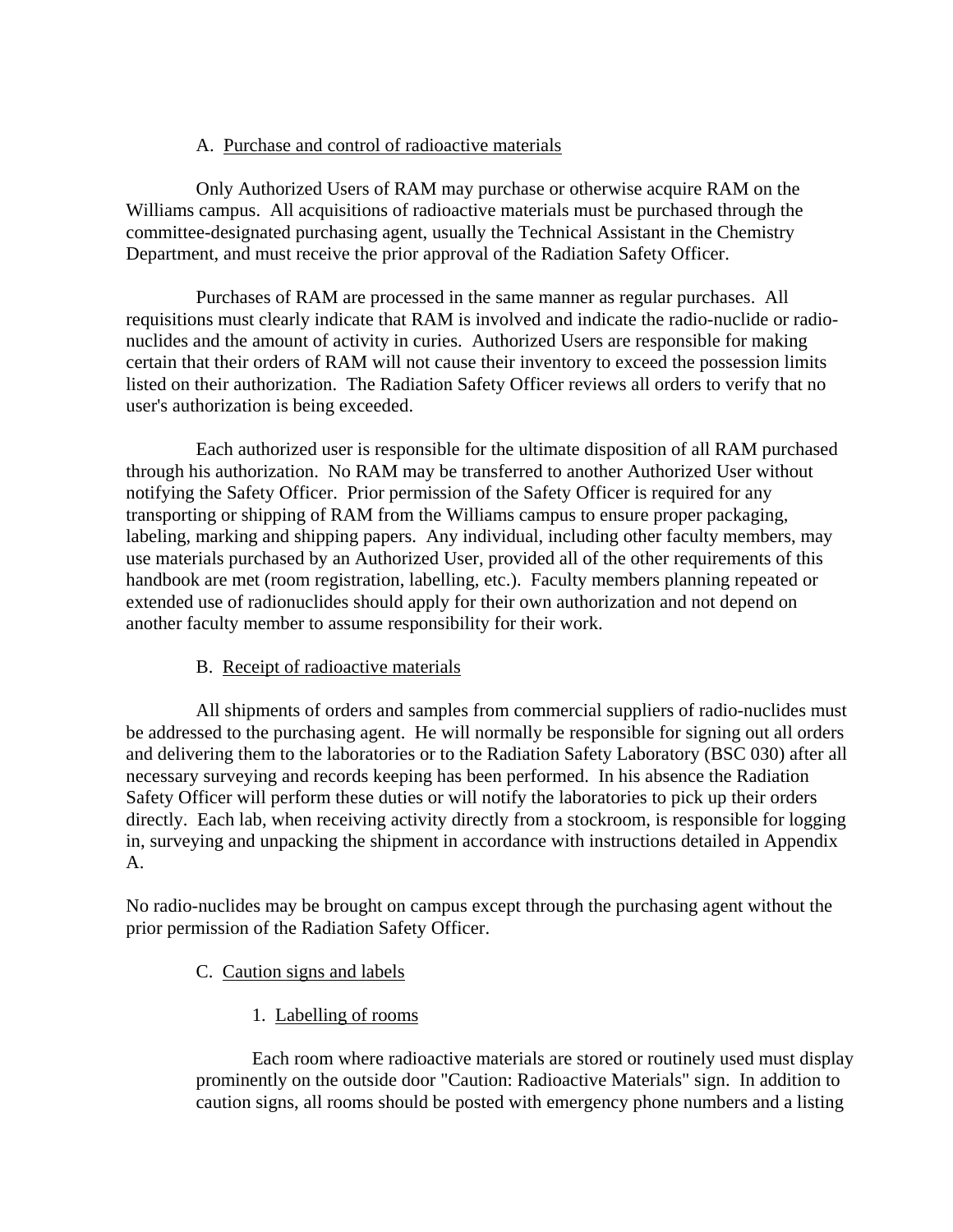### A. Purchase and control of radioactive materials

Only Authorized Users of RAM may purchase or otherwise acquire RAM on the Williams campus. All acquisitions of radioactive materials must be purchased through the committee-designated purchasing agent, usually the Technical Assistant in the Chemistry Department, and must receive the prior approval of the Radiation Safety Officer.

Purchases of RAM are processed in the same manner as regular purchases. All requisitions must clearly indicate that RAM is involved and indicate the radio-nuclide or radio-nuclides and the amount of activity in curies. Authorized Users are responsible for making certain that their orders of RAM will not cause their inventory to exceed the possession limits listed on their authorization. The Radiation Safety Officer reviews all orders to verify that no user's authorization is being exceeded.

Each authorized user is responsible for the ultimate disposition of all RAM purchased through his authorization. No RAM may be transferred to another Authorized User without notifying the Safety Officer. Prior permission of the Safety Officer is required for any transporting or shipping of RAM from the Williams campus to ensure proper packaging, labeling, marking and shipping papers. Any individual, including other faculty members, may use materials purchased by an Authorized User, provided all of the other requirements of this handbook are met (room registration, labelling, etc.). Faculty members planning repeated or extended use of radionuclides should apply for their own authorization and not depend on another faculty member to assume responsibility for their work.

### B. Receipt of radioactive materials

All shipments of orders and samples from commercial suppliers of radio-nuclides must be addressed to the purchasing agent. He will normally be responsible for signing out all orders and delivering them to the laboratories or to the Radiation Safety Laboratory (BSC 030) after all necessary surveying and records keeping has been performed. In his absence the Radiation Safety Officer will perform these duties or will notify the laboratories to pick up their orders directly. Each lab, when receiving activity directly from a stockroom, is responsible for logging in, surveying and unpacking the shipment in accordance with instructions detailed in Appendix A.

No radio-nuclides may be brought on campus except through the purchasing agent without the prior permission of the Radiation Safety Officer.

### C. Caution signs and labels

#### 1. Labelling of rooms

Each room where radioactive materials are stored or routinely used must display prominently on the outside door "Caution: Radioactive Materials" sign. In addition to caution signs, all rooms should be posted with emergency phone numbers and a listing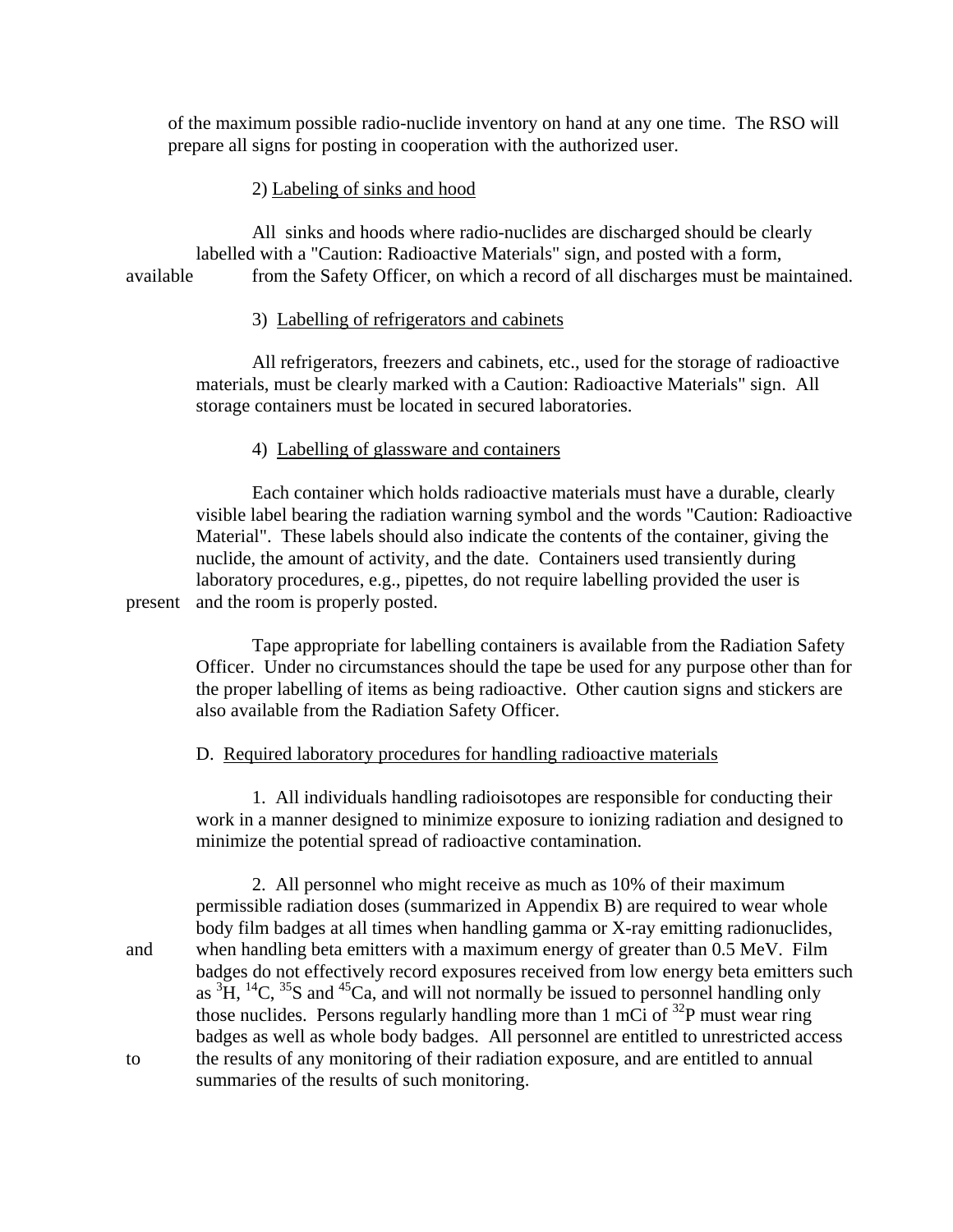of the maximum possible radio-nuclide inventory on hand at any one time. The RSO will prepare all signs for posting in cooperation with the authorized user.

2) Labeling of sinks and hood

All sinks and hoods where radio-nuclides are discharged should be clearly labelled with a "Caution: Radioactive Materials" sign, and posted with a form, available from the Safety Officer, on which a record of all discharges must be maintained.

3) Labelling of refrigerators and cabinets

All refrigerators, freezers and cabinets, etc., used for the storage of radioactive materials, must be clearly marked with a Caution: Radioactive Materials" sign. All storage containers must be located in secured laboratories.

4) Labelling of glassware and containers

Each container which holds radioactive materials must have a durable, clearly visible label bearing the radiation warning symbol and the words "Caution: Radioactive Material". These labels should also indicate the contents of the container, giving the nuclide, the amount of activity, and the date. Containers used transiently during laboratory procedures, e.g., pipettes, do not require labelling provided the user is present and the room is properly posted.

Tape appropriate for labelling containers is available from the Radiation Safety Officer. Under no circumstances should the tape be used for any purpose other than for the proper labelling of items as being radioactive. Other caution signs and stickers are also available from the Radiation Safety Officer.

D. Required laboratory procedures for handling radioactive materials

1. All individuals handling radioisotopes are responsible for conducting their work in a manner designed to minimize exposure to ionizing radiation and designed to minimize the potential spread of radioactive contamination.

2. All personnel who might receive as much as 10% of their maximum permissible radiation doses (summarized in Appendix B) are required to wear whole body film badges at all times when handling gamma or X-ray emitting radionuclides, and when handling beta emitters with a maximum energy of greater than 0.5 MeV. Film badges do not effectively record exposures received from low energy beta emitters such as $^{3}H$, $^{14}C$, $^{35}S$ and $^{45}Ca$, and will not normally be issued to personnel handling only those nuclides. Persons regularly handling more than 1 mCi of $^{32}P$ must wear ring badges as well as whole body badges. All personnel are entitled to unrestricted access to the results of any monitoring of their radiation exposure, and are entitled to annual summaries of the results of such monitoring.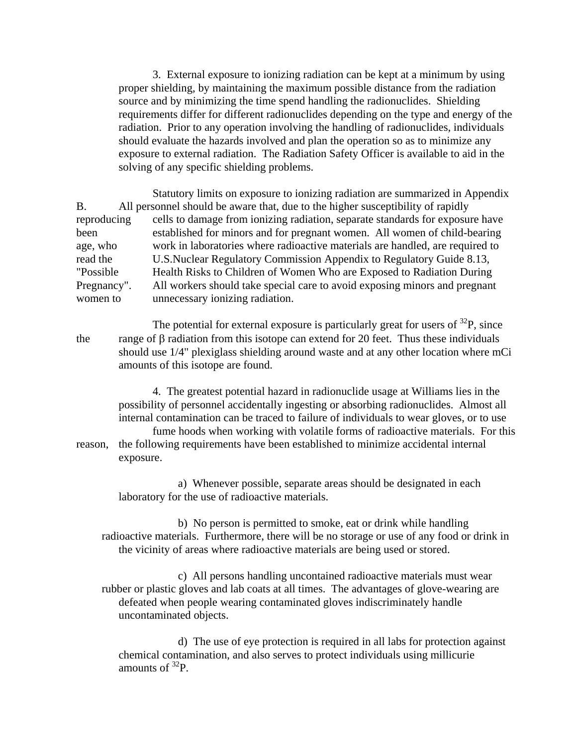3. External exposure to ionizing radiation can be kept at a minimum by using proper shielding, by maintaining the maximum possible distance from the radiation source and by minimizing the time spend handling the radionuclides. Shielding requirements differ for different radionuclides depending on the type and energy of the radiation. Prior to any operation involving the handling of radionuclides, individuals should evaluate the hazards involved and plan the operation so as to minimize any exposure to external radiation. The Radiation Safety Officer is available to aid in the solving of any specific shielding problems.

Statutory limits on exposure to ionizing radiation are summarized in Appendix B. All personnel should be aware that, due to the higher susceptibility of rapidly reproducing cells to damage from ionizing radiation, separate standards for exposure have been established for minors and for pregnant women. All women of child-bearing age, who work in laboratories where radioactive materials are handled, are required to read the U.S.Nuclear Regulatory Commission Appendix to Regulatory Guide 8.13, "Possible Health Risks to Children of Women Who are Exposed to Radiation During Pregnancy". All workers should take special care to avoid exposing minors and pregnant women to unnecessary ionizing radiation.

The potential for external exposure is particularly great for users of $^{32}P$, since the range of β radiation from this isotope can extend for 20 feet. Thus these individuals should use 1/4" plexiglass shielding around waste and at any other location where mCi amounts of this isotope are found.

4. The greatest potential hazard in radionuclide usage at Williams lies in the possibility of personnel accidentally ingesting or absorbing radionuclides. Almost all internal contamination can be traced to failure of individuals to wear gloves, or to use fume hoods when working with volatile forms of radioactive materials. For this reason, the following requirements have been established to minimize accidental internal exposure.

a) Whenever possible, separate areas should be designated in each laboratory for the use of radioactive materials.

b) No person is permitted to smoke, eat or drink while handling radioactive materials. Furthermore, there will be no storage or use of any food or drink in the vicinity of areas where radioactive materials are being used or stored.

c) All persons handling uncontained radioactive materials must wear rubber or plastic gloves and lab coats at all times. The advantages of glove-wearing are defeated when people wearing contaminated gloves indiscriminately handle uncontaminated objects.

d) The use of eye protection is required in all labs for protection against chemical contamination, and also serves to protect individuals using millicurie amounts of $^{32}P$.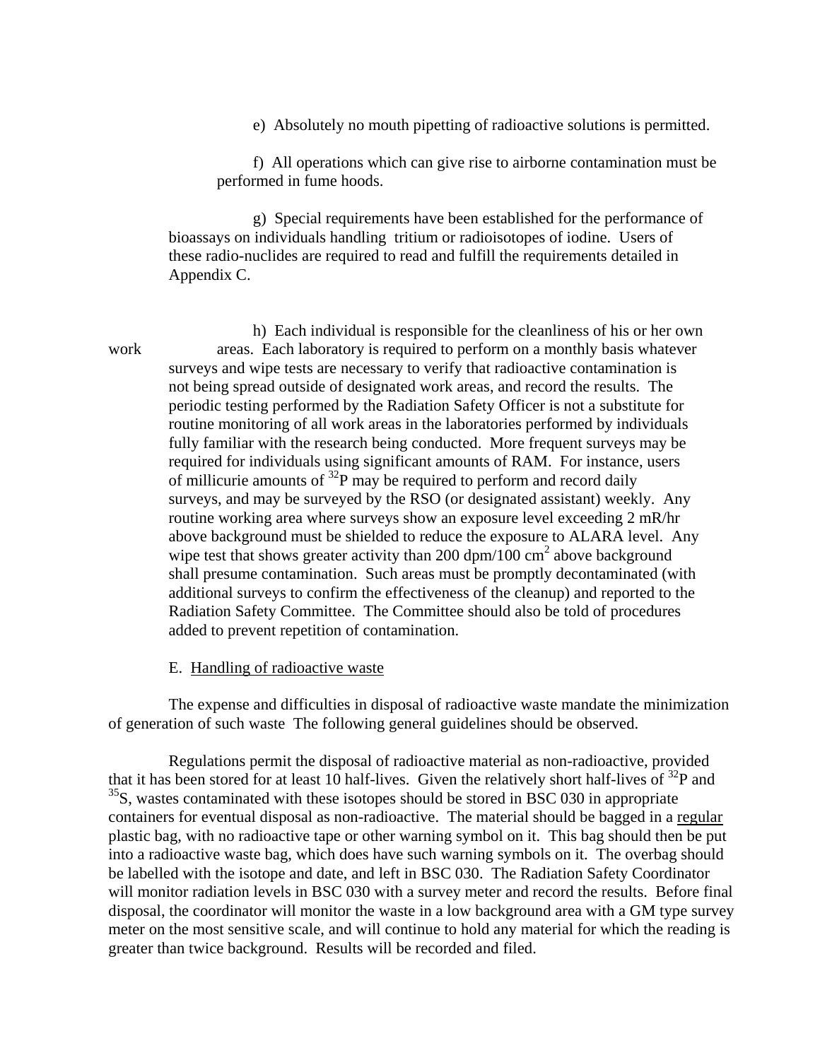e) Absolutely no mouth pipetting of radioactive solutions is permitted.

f) All operations which can give rise to airborne contamination must be performed in fume hoods.

g) Special requirements have been established for the performance of bioassays on individuals handling tritium or radioisotopes of iodine. Users of these radio-nuclides are required to read and fulfill the requirements detailed in Appendix C.

h) Each individual is responsible for the cleanliness of his or her own work areas. Each laboratory is required to perform on a monthly basis whatever surveys and wipe tests are necessary to verify that radioactive contamination is not being spread outside of designated work areas, and record the results. The periodic testing performed by the Radiation Safety Officer is not a substitute for routine monitoring of all work areas in the laboratories performed by individuals fully familiar with the research being conducted. More frequent surveys may be required for individuals using significant amounts of RAM. For instance, users of millicurie amounts of $^{32}P$ may be required to perform and record daily surveys, and may be surveyed by the RSO (or designated assistant) weekly. Any routine working area where surveys show an exposure level exceeding 2 mR/hr above background must be shielded to reduce the exposure to ALARA level. Any wipe test that shows greater activity than 200 dpm/100 $cm^2$ above background shall presume contamination. Such areas must be promptly decontaminated (with additional surveys to confirm the effectiveness of the cleanup) and reported to the Radiation Safety Committee. The Committee should also be told of procedures added to prevent repetition of contamination.

E. Handling of radioactive waste

The expense and difficulties in disposal of radioactive waste mandate the minimization of generation of such waste The following general guidelines should be observed.

Regulations permit the disposal of radioactive material as non-radioactive, provided that it has been stored for at least 10 half-lives. Given the relatively short half-lives of $^{32}P$ and $^{35}S$, wastes contaminated with these isotopes should be stored in BSC 030 in appropriate containers for eventual disposal as non-radioactive. The material should be bagged in a regular plastic bag, with no radioactive tape or other warning symbol on it. This bag should then be put into a radioactive waste bag, which does have such warning symbols on it. The overbag should be labelled with the isotope and date, and left in BSC 030. The Radiation Safety Coordinator will monitor radiation levels in BSC 030 with a survey meter and record the results. Before final disposal, the coordinator will monitor the waste in a low background area with a GM type survey meter on the most sensitive scale, and will continue to hold any material for which the reading is greater than twice background. Results will be recorded and filed.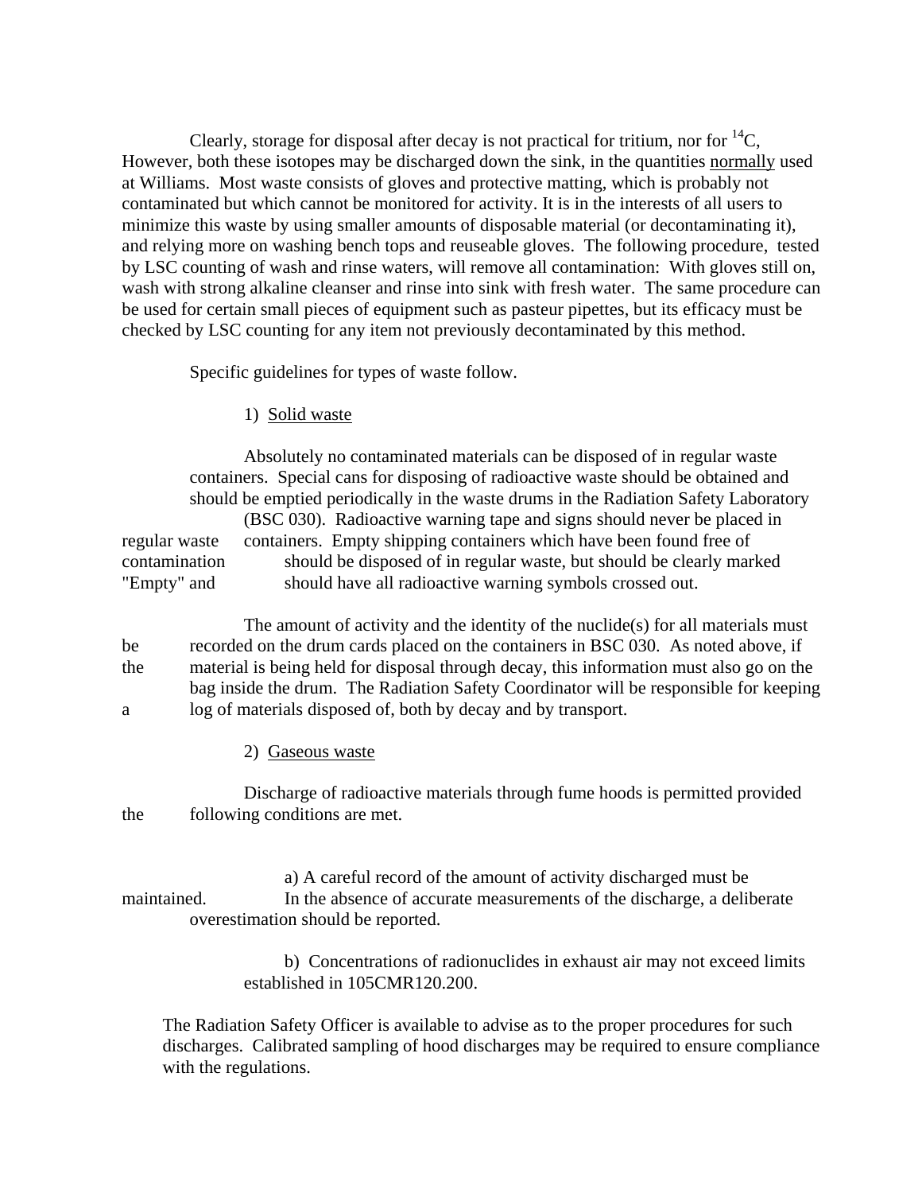Clearly, storage for disposal after decay is not practical for tritium, nor for $^{14}C$, However, both these isotopes may be discharged down the sink, in the quantities <u>normally</u> used at Williams. Most waste consists of gloves and protective matting, which is probably not contaminated but which cannot be monitored for activity. It is in the interests of all users to minimize this waste by using smaller amounts of disposable material (or decontaminating it), and relying more on washing bench tops and reuseable gloves. The following procedure, tested by LSC counting of wash and rinse waters, will remove all contamination: With gloves still on, wash with strong alkaline cleanser and rinse into sink with fresh water. The same procedure can be used for certain small pieces of equipment such as pasteur pipettes, but its efficacy must be checked by LSC counting for any item not previously decontaminated by this method.

Specific guidelines for types of waste follow.

1) <u>Solid waste</u>

Absolutely no contaminated materials can be disposed of in regular waste containers. Special cans for disposing of radioactive waste should be obtained and should be emptied periodically in the waste drums in the Radiation Safety Laboratory (BSC 030). Radioactive warning tape and signs should never be placed in regular waste containers. Empty shipping containers which have been found free of contamination should be disposed of in regular waste, but should be clearly marked "Empty" and should have all radioactive warning symbols crossed out.

The amount of activity and the identity of the nuclide(s) for all materials must be recorded on the drum cards placed on the containers in BSC 030. As noted above, if the material is being held for disposal through decay, this information must also go on the bag inside the drum. The Radiation Safety Coordinator will be responsible for keeping a log of materials disposed of, both by decay and by transport.

2) <u>Gaseous waste</u>

Discharge of radioactive materials through fume hoods is permitted provided the following conditions are met.

a) A careful record of the amount of activity discharged must be maintained. In the absence of accurate measurements of the discharge, a deliberate overestimation should be reported.

b) Concentrations of radionuclides in exhaust air may not exceed limits established in 105CMR120.200.

The Radiation Safety Officer is available to advise as to the proper procedures for such discharges. Calibrated sampling of hood discharges may be required to ensure compliance with the regulations.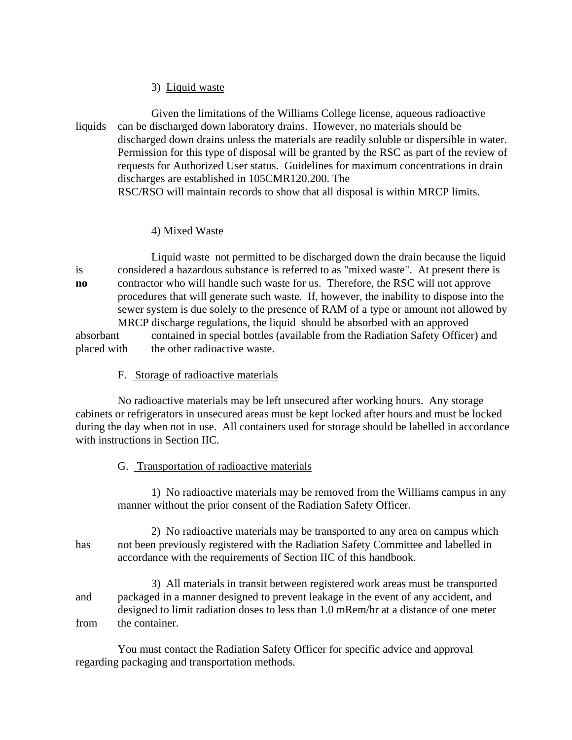3) Liquid waste

Given the limitations of the Williams College license, aqueous radioactive liquids can be discharged down laboratory drains. However, no materials should be discharged down drains unless the materials are readily soluble or dispersible in water. Permission for this type of disposal will be granted by the RSC as part of the review of requests for Authorized User status. Guidelines for maximum concentrations in drain discharges are established in 105CMR120.200. The RSC/RSO will maintain records to show that all disposal is within MRCP limits.

4) Mixed Waste

Liquid waste not permitted to be discharged down the drain because the liquid is considered a hazardous substance is referred to as "mixed waste". At present there is **no** contractor who will handle such waste for us. Therefore, the RSC will not approve procedures that will generate such waste. If, however, the inability to dispose into the sewer system is due solely to the presence of RAM of a type or amount not allowed by MRCP discharge regulations, the liquid should be absorbed with an approved absorbant contained in special bottles (available from the Radiation Safety Officer) and placed with the other radioactive waste.

F. Storage of radioactive materials

No radioactive materials may be left unsecured after working hours. Any storage cabinets or refrigerators in unsecured areas must be kept locked after hours and must be locked during the day when not in use. All containers used for storage should be labelled in accordance with instructions in Section IIC.

G. Transportation of radioactive materials

1) No radioactive materials may be removed from the Williams campus in any manner without the prior consent of the Radiation Safety Officer.

2) No radioactive materials may be transported to any area on campus which has not been previously registered with the Radiation Safety Committee and labelled in accordance with the requirements of Section IIC of this handbook.

3) All materials in transit between registered work areas must be transported and packaged in a manner designed to prevent leakage in the event of any accident, and designed to limit radiation doses to less than 1.0 mRem/hr at a distance of one meter from the container.

You must contact the Radiation Safety Officer for specific advice and approval regarding packaging and transportation methods.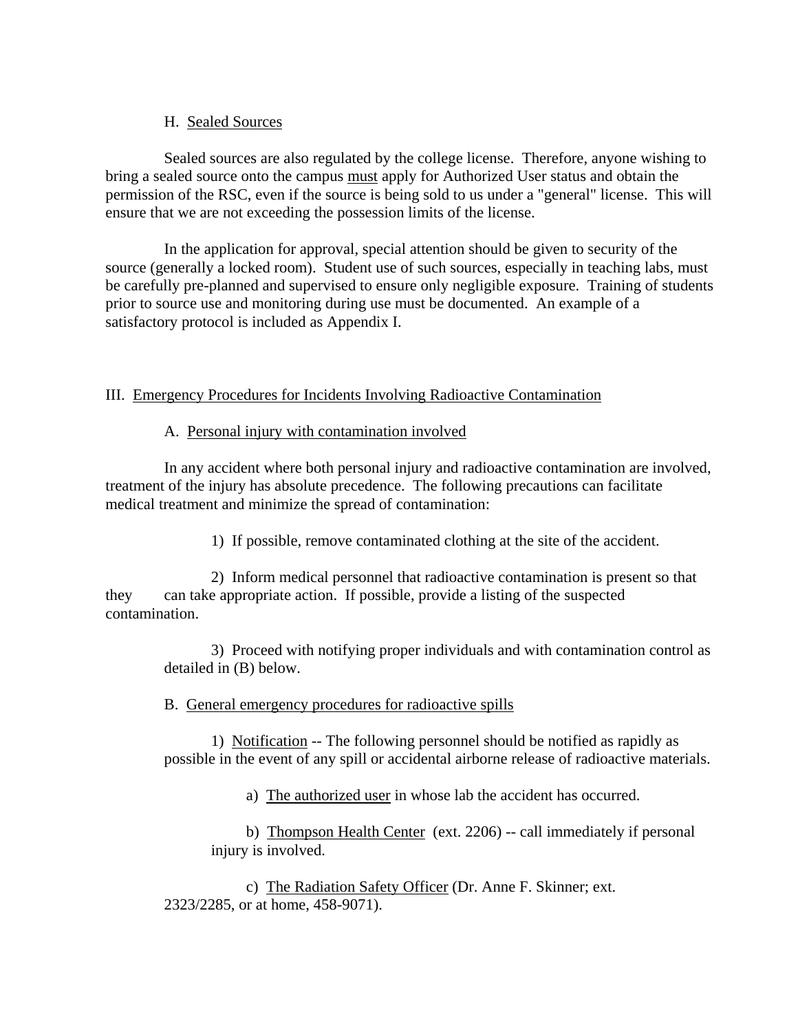H. Sealed Sources

Sealed sources are also regulated by the college license. Therefore, anyone wishing to bring a sealed source onto the campus must apply for Authorized User status and obtain the permission of the RSC, even if the source is being sold to us under a "general" license. This will ensure that we are not exceeding the possession limits of the license.

In the application for approval, special attention should be given to security of the source (generally a locked room). Student use of such sources, especially in teaching labs, must be carefully pre-planned and supervised to ensure only negligible exposure. Training of students prior to source use and monitoring during use must be documented. An example of a satisfactory protocol is included as Appendix I.

## III. Emergency Procedures for Incidents Involving Radioactive Contamination

### A. Personal injury with contamination involved

In any accident where both personal injury and radioactive contamination are involved, treatment of the injury has absolute precedence. The following precautions can facilitate medical treatment and minimize the spread of contamination:

1) If possible, remove contaminated clothing at the site of the accident.

2) Inform medical personnel that radioactive contamination is present so that they can take appropriate action. If possible, provide a listing of the suspected contamination.

3) Proceed with notifying proper individuals and with contamination control as detailed in (B) below.

### B. General emergency procedures for radioactive spills

1) Notification -- The following personnel should be notified as rapidly as possible in the event of any spill or accidental airborne release of radioactive materials.

a) The authorized user in whose lab the accident has occurred.

b) Thompson Health Center (ext. 2206) -- call immediately if personal injury is involved.

c) The Radiation Safety Officer (Dr. Anne F. Skinner; ext. 2323/2285, or at home, 458-9071).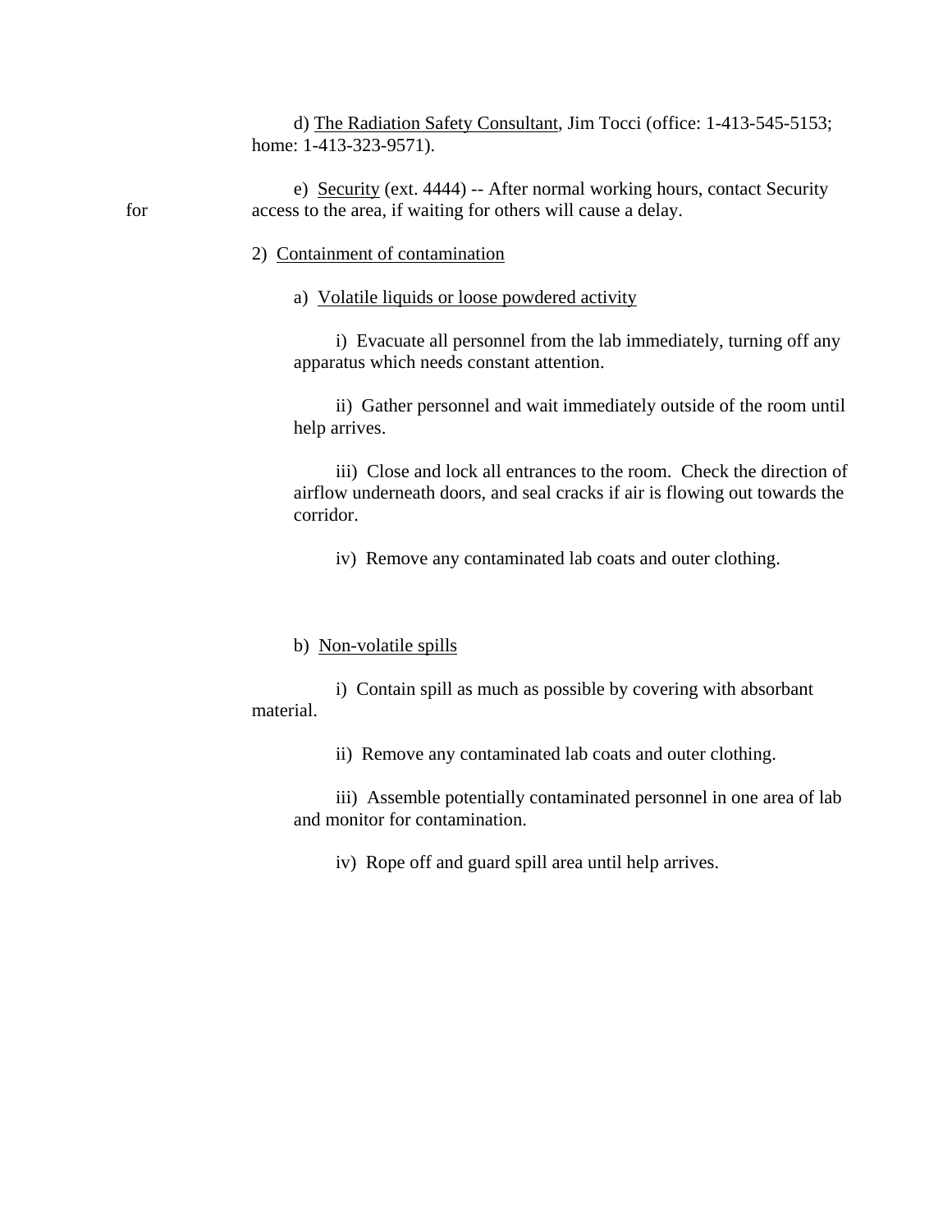d) The Radiation Safety Consultant, Jim Tocci (office: 1-413-545-5153; home: 1-413-323-9571).

e) Security (ext. 4444) -- After normal working hours, contact Security for access to the area, if waiting for others will cause a delay.

2) Containment of contamination

a) Volatile liquids or loose powdered activity

i) Evacuate all personnel from the lab immediately, turning off any apparatus which needs constant attention.

ii) Gather personnel and wait immediately outside of the room until help arrives.

iii) Close and lock all entrances to the room. Check the direction of airflow underneath doors, and seal cracks if air is flowing out towards the corridor.

iv) Remove any contaminated lab coats and outer clothing.

b) Non-volatile spills

i) Contain spill as much as possible by covering with absorbant material.

ii) Remove any contaminated lab coats and outer clothing.

iii) Assemble potentially contaminated personnel in one area of lab and monitor for contamination.

iv) Rope off and guard spill area until help arrives.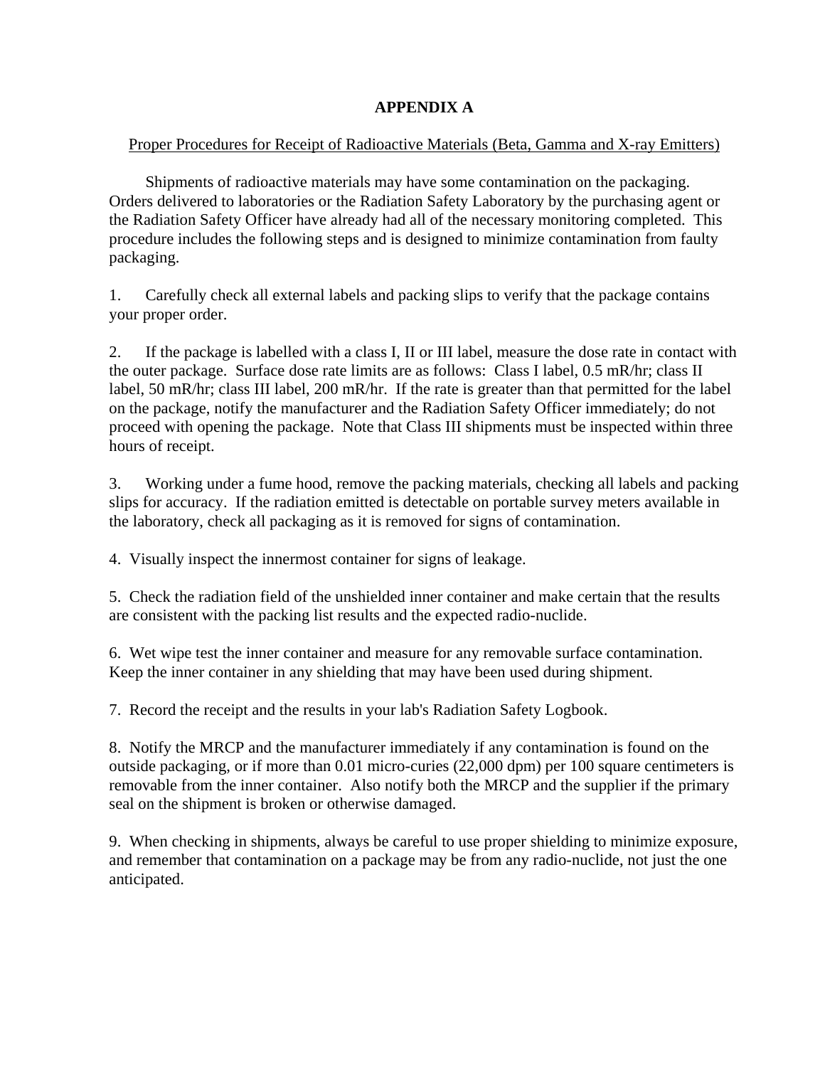# APPENDIX A

Proper Procedures for Receipt of Radioactive Materials (Beta, Gamma and X-ray Emitters)

Shipments of radioactive materials may have some contamination on the packaging. Orders delivered to laboratories or the Radiation Safety Laboratory by the purchasing agent or the Radiation Safety Officer have already had all of the necessary monitoring completed. This procedure includes the following steps and is designed to minimize contamination from faulty packaging.

1. Carefully check all external labels and packing slips to verify that the package contains your proper order.

2. If the package is labelled with a class I, II or III label, measure the dose rate in contact with the outer package. Surface dose rate limits are as follows: Class I label, 0.5 mR/hr; class II label, 50 mR/hr; class III label, 200 mR/hr. If the rate is greater than that permitted for the label on the package, notify the manufacturer and the Radiation Safety Officer immediately; do not proceed with opening the package. Note that Class III shipments must be inspected within three hours of receipt.

3. Working under a fume hood, remove the packing materials, checking all labels and packing slips for accuracy. If the radiation emitted is detectable on portable survey meters available in the laboratory, check all packaging as it is removed for signs of contamination.

4. Visually inspect the innermost container for signs of leakage.

5. Check the radiation field of the unshielded inner container and make certain that the results are consistent with the packing list results and the expected radio-nuclide.

6. Wet wipe test the inner container and measure for any removable surface contamination. Keep the inner container in any shielding that may have been used during shipment.

7. Record the receipt and the results in your lab's Radiation Safety Logbook.

8. Notify the MRCP and the manufacturer immediately if any contamination is found on the outside packaging, or if more than 0.01 micro-curies (22,000 dpm) per 100 square centimeters is removable from the inner container. Also notify both the MRCP and the supplier if the primary seal on the shipment is broken or otherwise damaged.

9. When checking in shipments, always be careful to use proper shielding to minimize exposure, and remember that contamination on a package may be from any radio-nuclide, not just the one anticipated.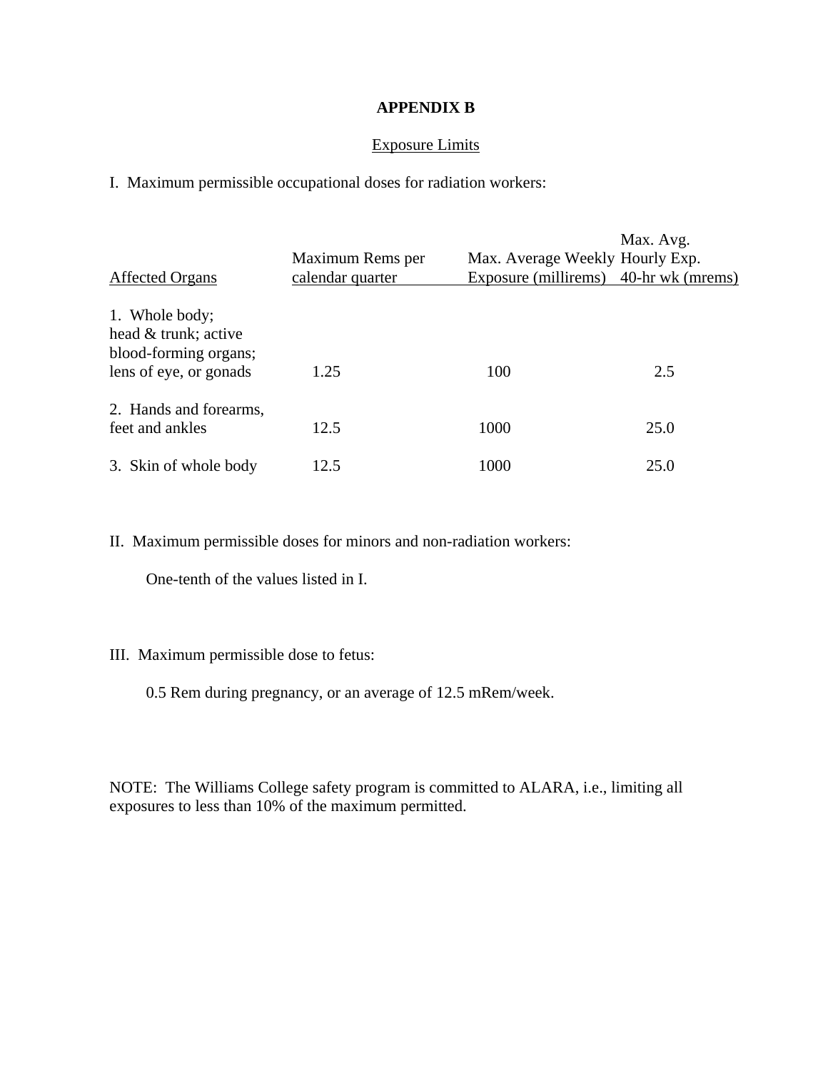# APPENDIX B

## Exposure Limits

I. Maximum permissible occupational doses for radiation workers:

| Affected Organs | Maximum Rems per calendar quarter | Max. Average Weekly Exposure (millirems) | Max. Avg. Hourly Exp. 40-hr wk (mrems) |
|---|---|---|---|
| 1. Whole body; head & trunk; active blood-forming organs; lens of eye, or gonads | 1.25 | 100 | 2.5 |
| 2. Hands and forearms, feet and ankles | 12.5 | 1000 | 25.0 |
| 3. Skin of whole body | 12.5 | 1000 | 25.0 |

II. Maximum permissible doses for minors and non-radiation workers:

One-tenth of the values listed in I.

III. Maximum permissible dose to fetus:

0.5 Rem during pregnancy, or an average of 12.5 mRem/week.

NOTE: The Williams College safety program is committed to ALARA, i.e., limiting all exposures to less than 10% of the maximum permitted.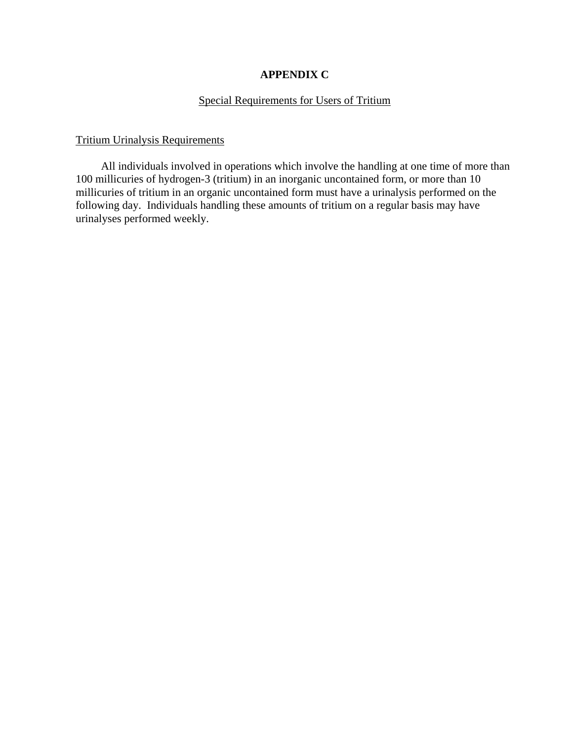# APPENDIX C

## Special Requirements for Users of Tritium

### Tritium Urinalysis Requirements

All individuals involved in operations which involve the handling at one time of more than 100 millicuries of hydrogen-3 (tritium) in an inorganic uncontained form, or more than 10 millicuries of tritium in an organic uncontained form must have a urinalysis performed on the following day. Individuals handling these amounts of tritium on a regular basis may have urinalyses performed weekly.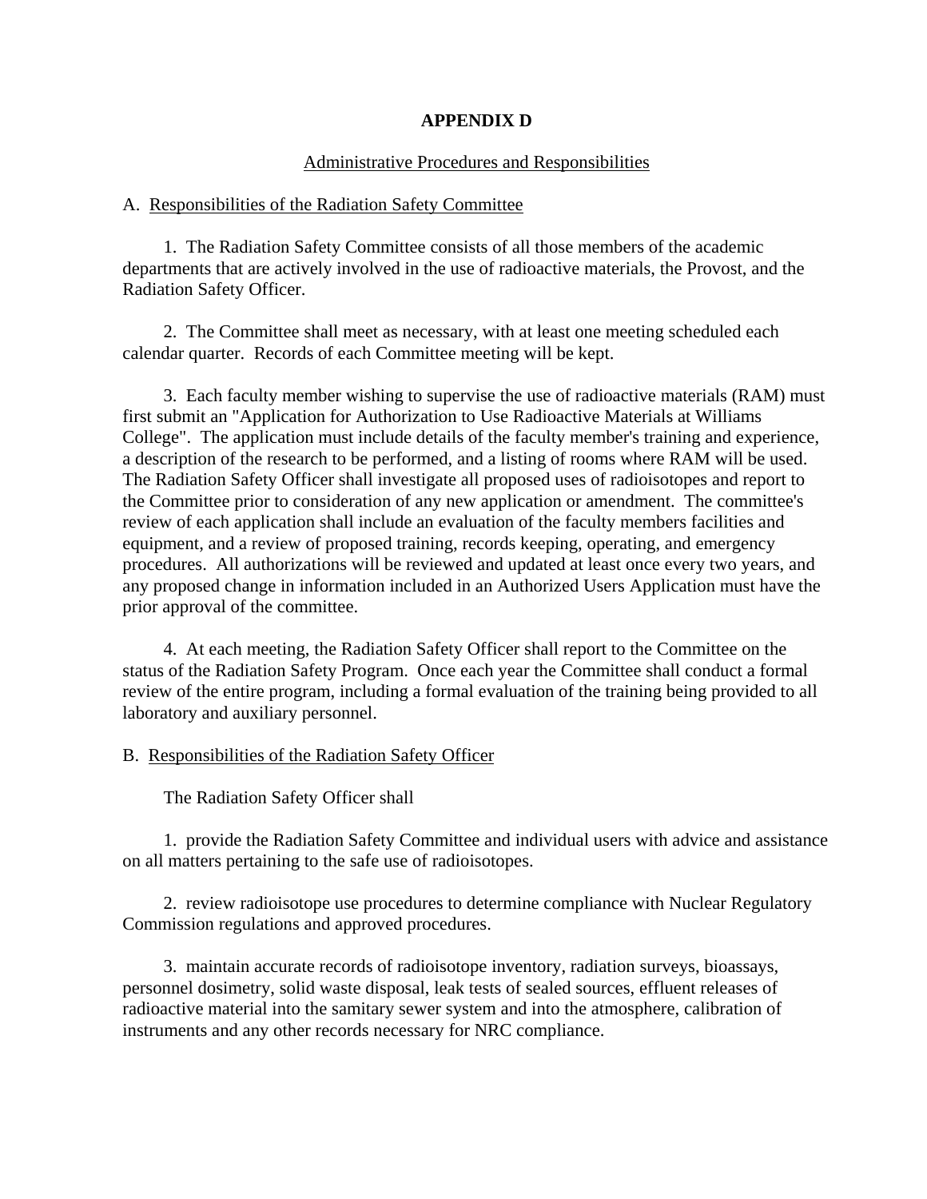# APPENDIX D

## Administrative Procedures and Responsibilities

### A. Responsibilities of the Radiation Safety Committee

1. The Radiation Safety Committee consists of all those members of the academic departments that are actively involved in the use of radioactive materials, the Provost, and the Radiation Safety Officer.

2. The Committee shall meet as necessary, with at least one meeting scheduled each calendar quarter. Records of each Committee meeting will be kept.

3. Each faculty member wishing to supervise the use of radioactive materials (RAM) must first submit an "Application for Authorization to Use Radioactive Materials at Williams College". The application must include details of the faculty member's training and experience, a description of the research to be performed, and a listing of rooms where RAM will be used. The Radiation Safety Officer shall investigate all proposed uses of radioisotopes and report to the Committee prior to consideration of any new application or amendment. The committee's review of each application shall include an evaluation of the faculty members facilities and equipment, and a review of proposed training, records keeping, operating, and emergency procedures. All authorizations will be reviewed and updated at least once every two years, and any proposed change in information included in an Authorized Users Application must have the prior approval of the committee.

4. At each meeting, the Radiation Safety Officer shall report to the Committee on the status of the Radiation Safety Program. Once each year the Committee shall conduct a formal review of the entire program, including a formal evaluation of the training being provided to all laboratory and auxiliary personnel.

### B. Responsibilities of the Radiation Safety Officer

The Radiation Safety Officer shall

1. provide the Radiation Safety Committee and individual users with advice and assistance on all matters pertaining to the safe use of radioisotopes.

2. review radioisotope use procedures to determine compliance with Nuclear Regulatory Commission regulations and approved procedures.

3. maintain accurate records of radioisotope inventory, radiation surveys, bioassays, personnel dosimetry, solid waste disposal, leak tests of sealed sources, effluent releases of radioactive material into the samitary sewer system and into the atmosphere, calibration of instruments and any other records necessary for NRC compliance.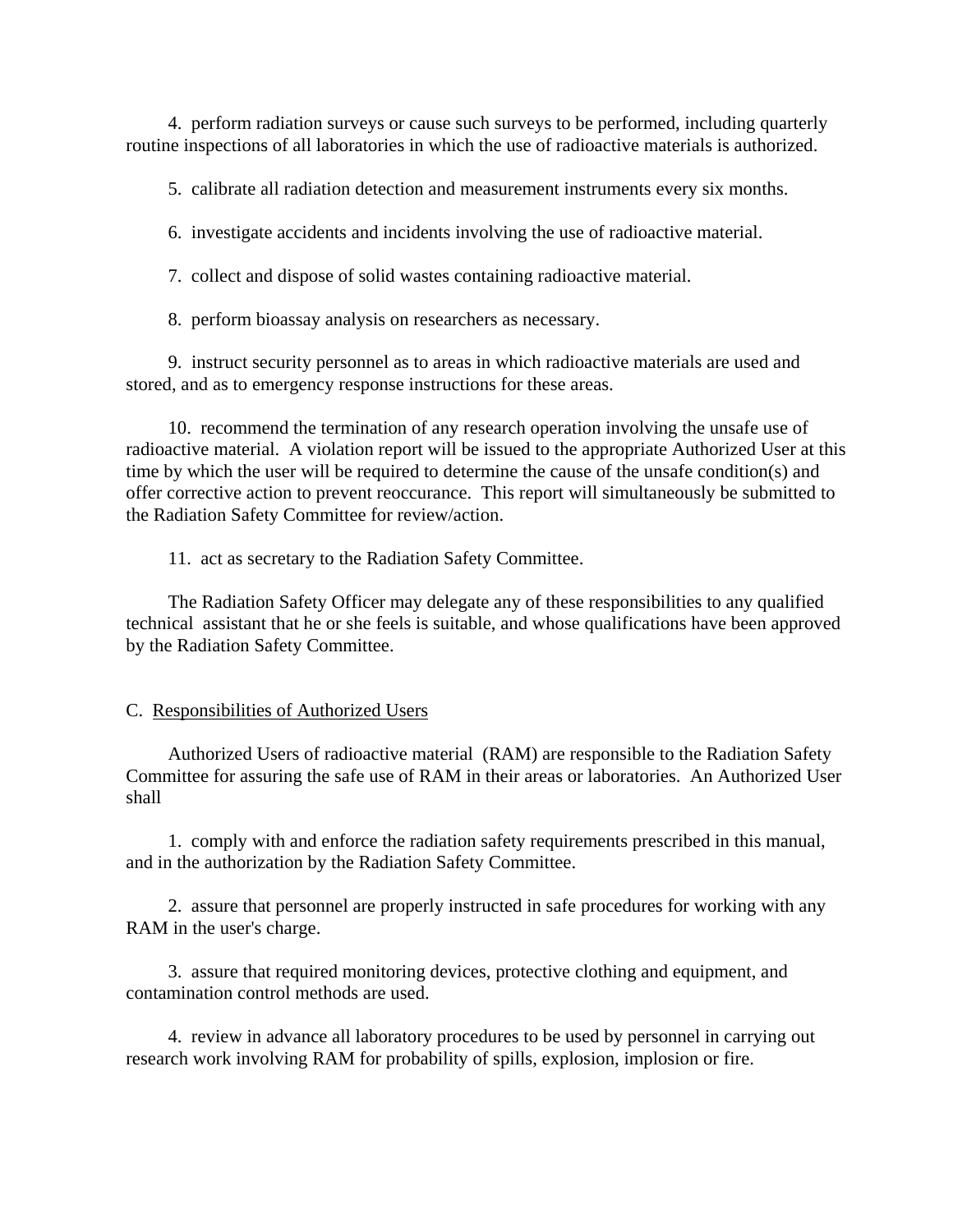4. perform radiation surveys or cause such surveys to be performed, including quarterly routine inspections of all laboratories in which the use of radioactive materials is authorized.

5. calibrate all radiation detection and measurement instruments every six months.

6. investigate accidents and incidents involving the use of radioactive material.

7. collect and dispose of solid wastes containing radioactive material.

8. perform bioassay analysis on researchers as necessary.

9. instruct security personnel as to areas in which radioactive materials are used and stored, and as to emergency response instructions for these areas.

10. recommend the termination of any research operation involving the unsafe use of radioactive material. A violation report will be issued to the appropriate Authorized User at this time by which the user will be required to determine the cause of the unsafe condition(s) and offer corrective action to prevent reoccurance. This report will simultaneously be submitted to the Radiation Safety Committee for review/action.

11. act as secretary to the Radiation Safety Committee.

The Radiation Safety Officer may delegate any of these responsibilities to any qualified technical assistant that he or she feels is suitable, and whose qualifications have been approved by the Radiation Safety Committee.

C. Responsibilities of Authorized Users

Authorized Users of radioactive material (RAM) are responsible to the Radiation Safety Committee for assuring the safe use of RAM in their areas or laboratories. An Authorized User shall

1. comply with and enforce the radiation safety requirements prescribed in this manual, and in the authorization by the Radiation Safety Committee.

2. assure that personnel are properly instructed in safe procedures for working with any RAM in the user's charge.

3. assure that required monitoring devices, protective clothing and equipment, and contamination control methods are used.

4. review in advance all laboratory procedures to be used by personnel in carrying out research work involving RAM for probability of spills, explosion, implosion or fire.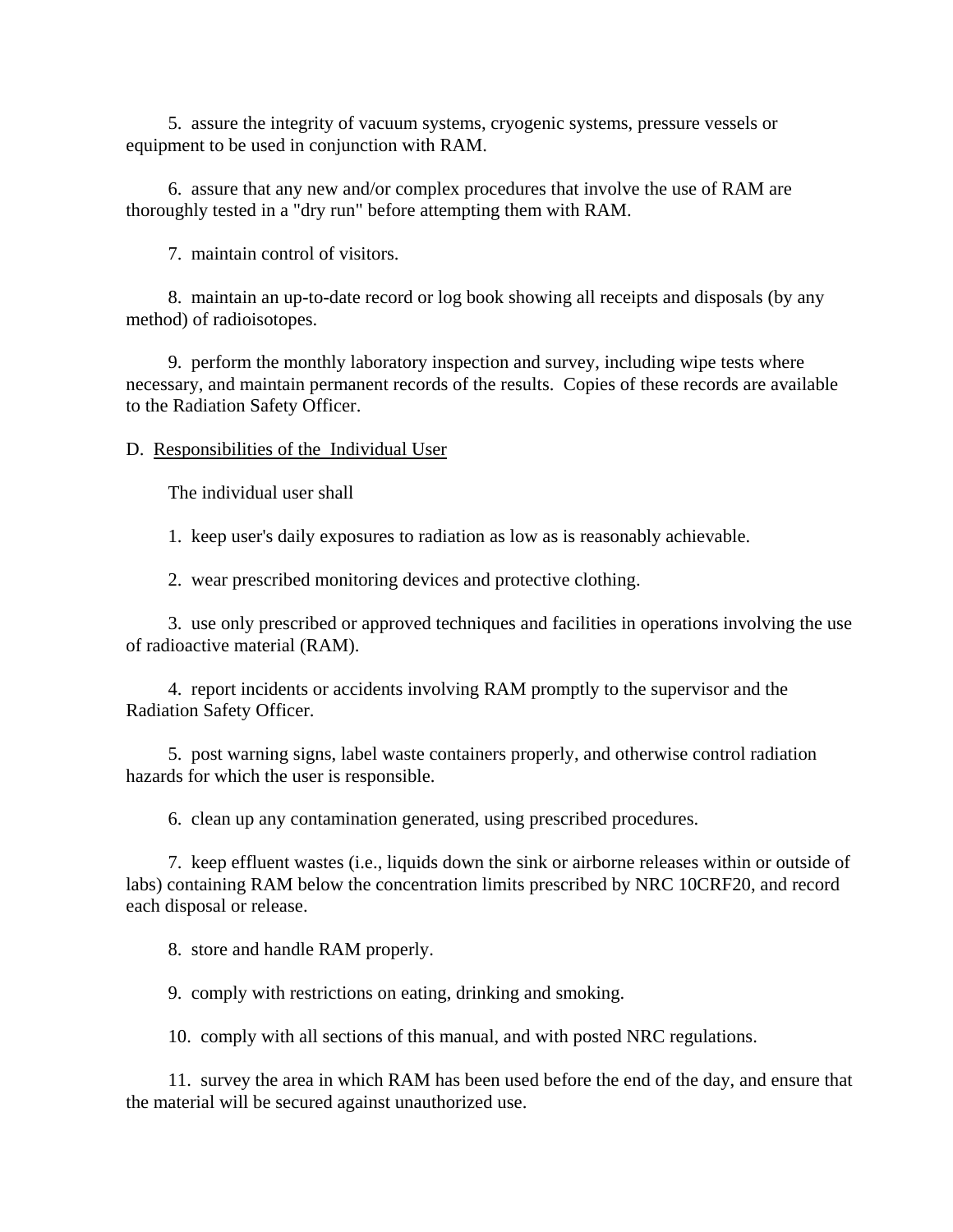5. assure the integrity of vacuum systems, cryogenic systems, pressure vessels or equipment to be used in conjunction with RAM.

6. assure that any new and/or complex procedures that involve the use of RAM are thoroughly tested in a "dry run" before attempting them with RAM.

7. maintain control of visitors.

8. maintain an up-to-date record or log book showing all receipts and disposals (by any method) of radioisotopes.

9. perform the monthly laboratory inspection and survey, including wipe tests where necessary, and maintain permanent records of the results. Copies of these records are available to the Radiation Safety Officer.

D. <u>Responsibilities of the Individual User</u>

The individual user shall

1. keep user's daily exposures to radiation as low as is reasonably achievable.

2. wear prescribed monitoring devices and protective clothing.

3. use only prescribed or approved techniques and facilities in operations involving the use of radioactive material (RAM).

4. report incidents or accidents involving RAM promptly to the supervisor and the Radiation Safety Officer.

5. post warning signs, label waste containers properly, and otherwise control radiation hazards for which the user is responsible.

6. clean up any contamination generated, using prescribed procedures.

7. keep effluent wastes (i.e., liquids down the sink or airborne releases within or outside of labs) containing RAM below the concentration limits prescribed by NRC 10CRF20, and record each disposal or release.

8. store and handle RAM properly.

9. comply with restrictions on eating, drinking and smoking.

10. comply with all sections of this manual, and with posted NRC regulations.

11. survey the area in which RAM has been used before the end of the day, and ensure that the material will be secured against unauthorized use.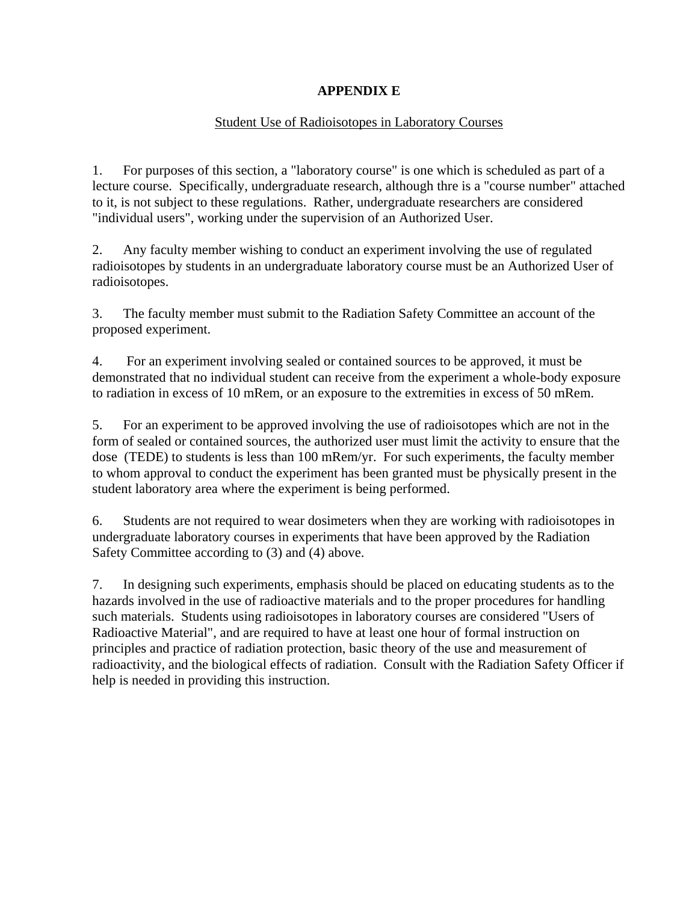# APPENDIX E

## Student Use of Radioisotopes in Laboratory Courses

1. For purposes of this section, a "laboratory course" is one which is scheduled as part of a lecture course. Specifically, undergraduate research, although thre is a "course number" attached to it, is not subject to these regulations. Rather, undergraduate researchers are considered "individual users", working under the supervision of an Authorized User.

2. Any faculty member wishing to conduct an experiment involving the use of regulated radioisotopes by students in an undergraduate laboratory course must be an Authorized User of radioisotopes.

3. The faculty member must submit to the Radiation Safety Committee an account of the proposed experiment.

4. For an experiment involving sealed or contained sources to be approved, it must be demonstrated that no individual student can receive from the experiment a whole-body exposure to radiation in excess of 10 mRem, or an exposure to the extremities in excess of 50 mRem.

5. For an experiment to be approved involving the use of radioisotopes which are not in the form of sealed or contained sources, the authorized user must limit the activity to ensure that the dose (TEDE) to students is less than 100 mRem/yr. For such experiments, the faculty member to whom approval to conduct the experiment has been granted must be physically present in the student laboratory area where the experiment is being performed.

6. Students are not required to wear dosimeters when they are working with radioisotopes in undergraduate laboratory courses in experiments that have been approved by the Radiation Safety Committee according to (3) and (4) above.

7. In designing such experiments, emphasis should be placed on educating students as to the hazards involved in the use of radioactive materials and to the proper procedures for handling such materials. Students using radioisotopes in laboratory courses are considered "Users of Radioactive Material", and are required to have at least one hour of formal instruction on principles and practice of radiation protection, basic theory of the use and measurement of radioactivity, and the biological effects of radiation. Consult with the Radiation Safety Officer if help is needed in providing this instruction.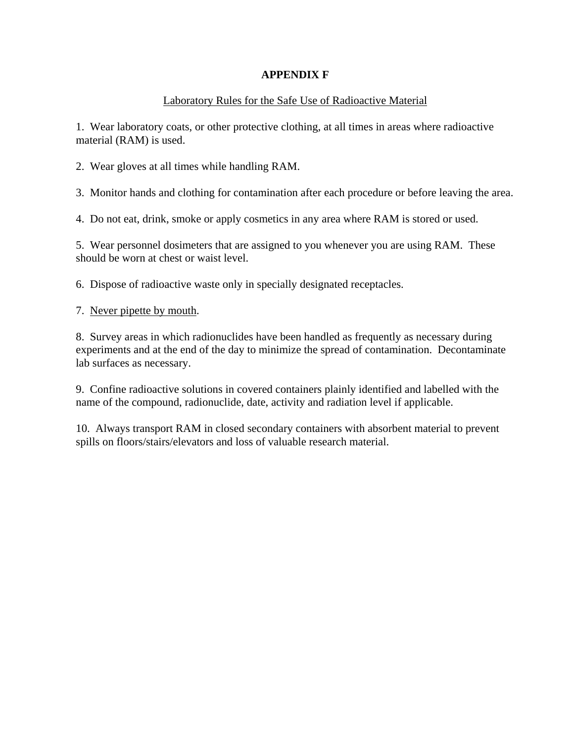# APPENDIX F

Laboratory Rules for the Safe Use of Radioactive Material

1. Wear laboratory coats, or other protective clothing, at all times in areas where radioactive material (RAM) is used.

2. Wear gloves at all times while handling RAM.

3. Monitor hands and clothing for contamination after each procedure or before leaving the area.

4. Do not eat, drink, smoke or apply cosmetics in any area where RAM is stored or used.

5. Wear personnel dosimeters that are assigned to you whenever you are using RAM. These should be worn at chest or waist level.

6. Dispose of radioactive waste only in specially designated receptacles.

7. Never pipette by mouth.

8. Survey areas in which radionuclides have been handled as frequently as necessary during experiments and at the end of the day to minimize the spread of contamination. Decontaminate lab surfaces as necessary.

9. Confine radioactive solutions in covered containers plainly identified and labelled with the name of the compound, radionuclide, date, activity and radiation level if applicable.

10. Always transport RAM in closed secondary containers with absorbent material to prevent spills on floors/stairs/elevators and loss of valuable research material.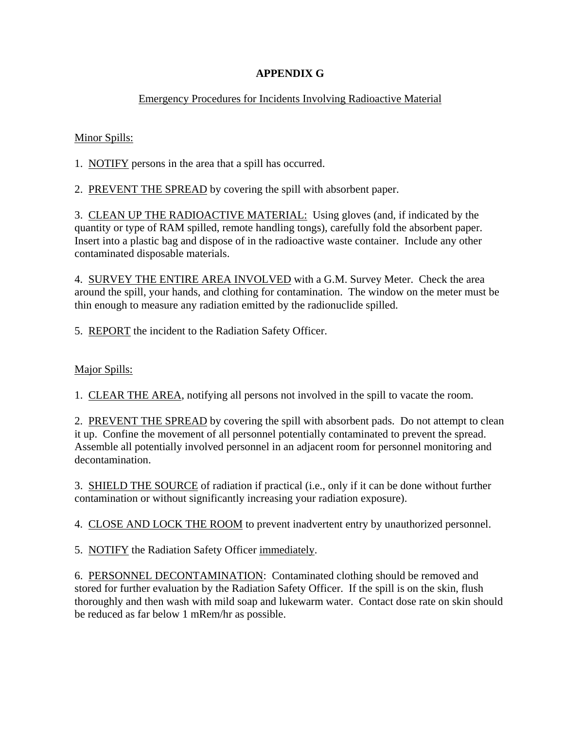# APPENDIX G

## Emergency Procedures for Incidents Involving Radioactive Material

### Minor Spills:

1. NOTIFY persons in the area that a spill has occurred.

2. PREVENT THE SPREAD by covering the spill with absorbent paper.

3. CLEAN UP THE RADIOACTIVE MATERIAL: Using gloves (and, if indicated by the quantity or type of RAM spilled, remote handling tongs), carefully fold the absorbent paper. Insert into a plastic bag and dispose of in the radioactive waste container. Include any other contaminated disposable materials.

4. SURVEY THE ENTIRE AREA INVOLVED with a G.M. Survey Meter. Check the area around the spill, your hands, and clothing for contamination. The window on the meter must be thin enough to measure any radiation emitted by the radionuclide spilled.

5. REPORT the incident to the Radiation Safety Officer.

### Major Spills:

1. CLEAR THE AREA, notifying all persons not involved in the spill to vacate the room.

2. PREVENT THE SPREAD by covering the spill with absorbent pads. Do not attempt to clean it up. Confine the movement of all personnel potentially contaminated to prevent the spread. Assemble all potentially involved personnel in an adjacent room for personnel monitoring and decontamination.

3. SHIELD THE SOURCE of radiation if practical (i.e., only if it can be done without further contamination or without significantly increasing your radiation exposure).

4. CLOSE AND LOCK THE ROOM to prevent inadvertent entry by unauthorized personnel.

5. NOTIFY the Radiation Safety Officer immediately.

6. PERSONNEL DECONTAMINATION: Contaminated clothing should be removed and stored for further evaluation by the Radiation Safety Officer. If the spill is on the skin, flush thoroughly and then wash with mild soap and lukewarm water. Contact dose rate on skin should be reduced as far below 1 mRem/hr as possible.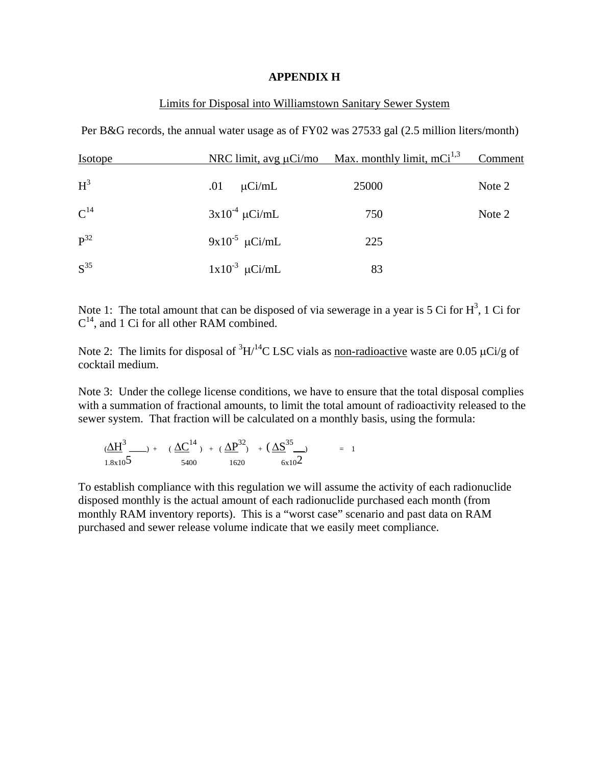**APPENDIX H**

Limits for Disposal into Williamstown Sanitary Sewer System

Per B&G records, the annual water usage as of FY02 was 27533 gal (2.5 million liters/month)

| Isotope | NRC limit, avg μCi/mo | Max. monthly limit, mCi[1,3] | Comment |
|---|---|---|---|
| $H^3$ | .01 μCi/mL | 25000 | Note 2 |
| $C^{14}$ | $3x10^{-4}$ μCi/mL | 750 | Note 2 |
| $P^{32}$ | $9x10^{-5}$ μCi/mL | 225 | |
| $S^{35}$ | $1x10^{-3}$ μCi/mL | 83 | |

Note 1: The total amount that can be disposed of via sewerage in a year is 5 Ci for $H^3$, 1 Ci for $C^{14}$, and 1 Ci for all other RAM combined.

Note 2: The limits for disposal of $^3H/^{14}C$ LSC vials as non-radioactive waste are 0.05 μCi/g of cocktail medium.

Note 3: Under the college license conditions, we have to ensure that the total disposal complies with a summation of fractional amounts, to limit the total amount of radioactivity released to the sewer system. That fraction will be calculated on a monthly basis, using the formula:

$$\left(\frac{\Delta H^3}{1.8x10^5}\right) + \left(\frac{\Delta C^{14}}{5400}\right) + \left(\frac{\Delta P^{32}}{1620}\right) + \left(\frac{\Delta S^{35}}{6x10^2}\right) = 1$$

To establish compliance with this regulation we will assume the activity of each radionuclide disposed monthly is the actual amount of each radionuclide purchased each month (from monthly RAM inventory reports). This is a "worst case" scenario and past data on RAM purchased and sewer release volume indicate that we easily meet compliance.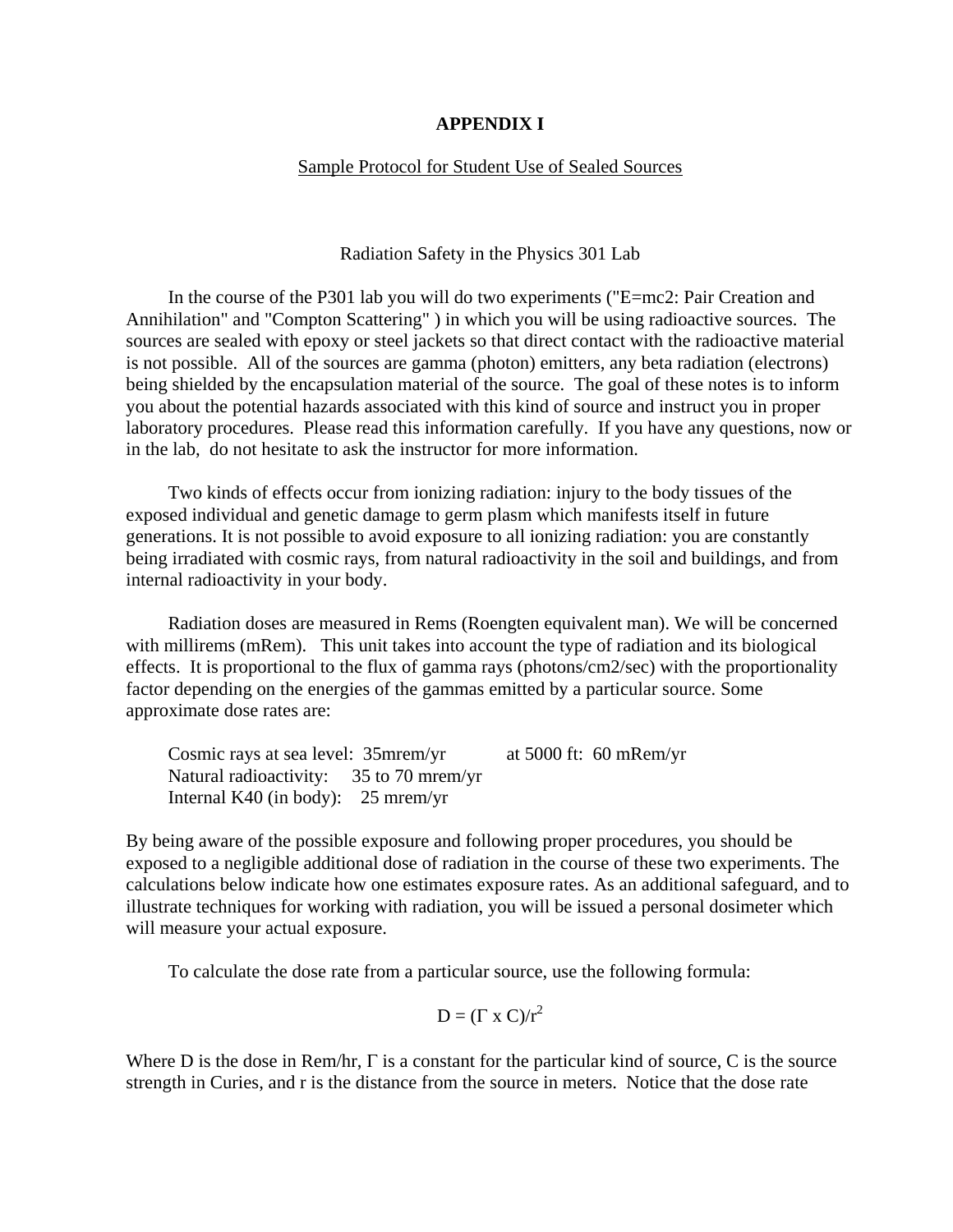# APPENDIX I

## Sample Protocol for Student Use of Sealed Sources

### Radiation Safety in the Physics 301 Lab

In the course of the P301 lab you will do two experiments ("E=mc2: Pair Creation and Annihilation" and "Compton Scattering" ) in which you will be using radioactive sources. The sources are sealed with epoxy or steel jackets so that direct contact with the radioactive material is not possible. All of the sources are gamma (photon) emitters, any beta radiation (electrons) being shielded by the encapsulation material of the source. The goal of these notes is to inform you about the potential hazards associated with this kind of source and instruct you in proper laboratory procedures. Please read this information carefully. If you have any questions, now or in the lab, do not hesitate to ask the instructor for more information.

Two kinds of effects occur from ionizing radiation: injury to the body tissues of the exposed individual and genetic damage to germ plasm which manifests itself in future generations. It is not possible to avoid exposure to all ionizing radiation: you are constantly being irradiated with cosmic rays, from natural radioactivity in the soil and buildings, and from internal radioactivity in your body.

Radiation doses are measured in Rems (Roengten equivalent man). We will be concerned with millirems (mRem). This unit takes into account the type of radiation and its biological effects. It is proportional to the flux of gamma rays (photons/cm2/sec) with the proportionality factor depending on the energies of the gammas emitted by a particular source. Some approximate dose rates are:

Cosmic rays at sea level: 35mrem/yr &nbsp;&nbsp;&nbsp;&nbsp; at 5000 ft: 60 mRem/yr
Natural radioactivity: 35 to 70 mrem/yr
Internal K40 (in body): 25 mrem/yr

By being aware of the possible exposure and following proper procedures, you should be exposed to a negligible additional dose of radiation in the course of these two experiments. The calculations below indicate how one estimates exposure rates. As an additional safeguard, and to illustrate techniques for working with radiation, you will be issued a personal dosimeter which will measure your actual exposure.

To calculate the dose rate from a particular source, use the following formula:

$$D = (\Gamma \times C)/r^2$$

Where D is the dose in Rem/hr, Γ is a constant for the particular kind of source, C is the source strength in Curies, and r is the distance from the source in meters. Notice that the dose rate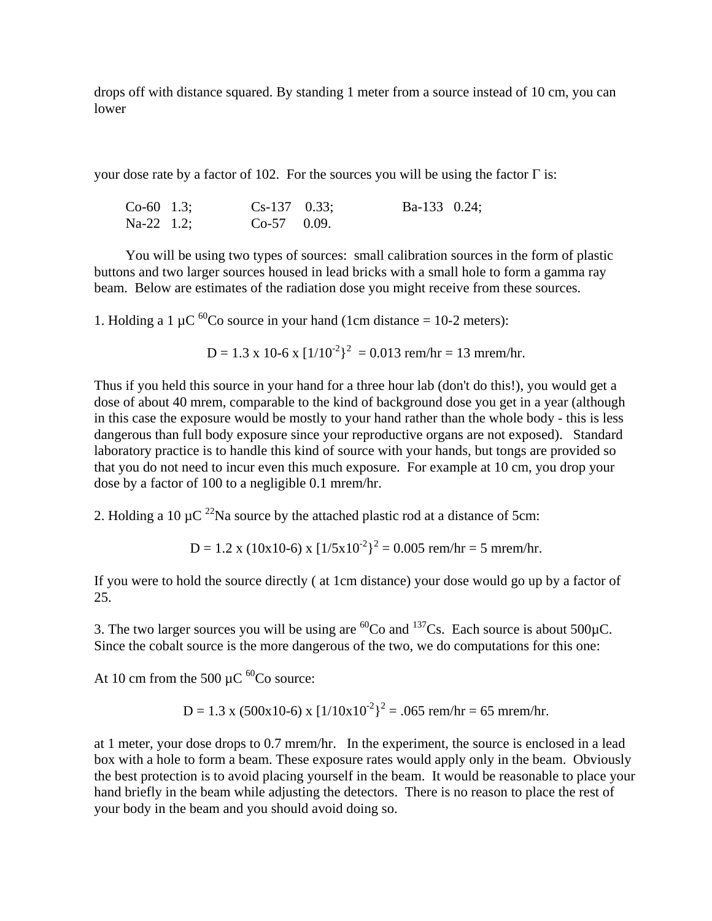drops off with distance squared. By standing 1 meter from a source instead of 10 cm, you can lower

your dose rate by a factor of 102. For the sources you will be using the factor Γ is:

| | | |
|---|---|---|
| Co-60 1.3; | Cs-137 0.33; | Ba-133 0.24; |
| Na-22 1.2; | Co-57 0.09. | |

You will be using two types of sources: small calibration sources in the form of plastic buttons and two larger sources housed in lead bricks with a small hole to form a gamma ray beam. Below are estimates of the radiation dose you might receive from these sources.

1. Holding a 1 μC $^{60}$Co source in your hand (1cm distance = 10-2 meters):

$$D = 1.3 \times 10\text{-}6 \times [1/10^{-2}\}^2 = 0.013 \text{ rem/hr} = 13 \text{ mrem/hr}.$$

Thus if you held this source in your hand for a three hour lab (don't do this!), you would get a dose of about 40 mrem, comparable to the kind of background dose you get in a year (although in this case the exposure would be mostly to your hand rather than the whole body - this is less dangerous than full body exposure since your reproductive organs are not exposed). Standard laboratory practice is to handle this kind of source with your hands, but tongs are provided so that you do not need to incur even this much exposure. For example at 10 cm, you drop your dose by a factor of 100 to a negligible 0.1 mrem/hr.

2. Holding a 10 μC $^{22}$Na source by the attached plastic rod at a distance of 5cm:

$$D = 1.2 \times (10\times10\text{-}6) \times [1/5\times10^{-2}\}^2 = 0.005 \text{ rem/hr} = 5 \text{ mrem/hr}.$$

If you were to hold the source directly ( at 1cm distance) your dose would go up by a factor of 25.

3. The two larger sources you will be using are $^{60}$Co and $^{137}$Cs. Each source is about 500μC. Since the cobalt source is the more dangerous of the two, we do computations for this one:

At 10 cm from the 500 μC $^{60}$Co source:

$$D = 1.3 \times (500\times10\text{-}6) \times [1/10\times10^{-2}\}^2 = .065 \text{ rem/hr} = 65 \text{ mrem/hr}.$$

at 1 meter, your dose drops to 0.7 mrem/hr. In the experiment, the source is enclosed in a lead box with a hole to form a beam. These exposure rates would apply only in the beam. Obviously the best protection is to avoid placing yourself in the beam. It would be reasonable to place your hand briefly in the beam while adjusting the detectors. There is no reason to place the rest of your body in the beam and you should avoid doing so.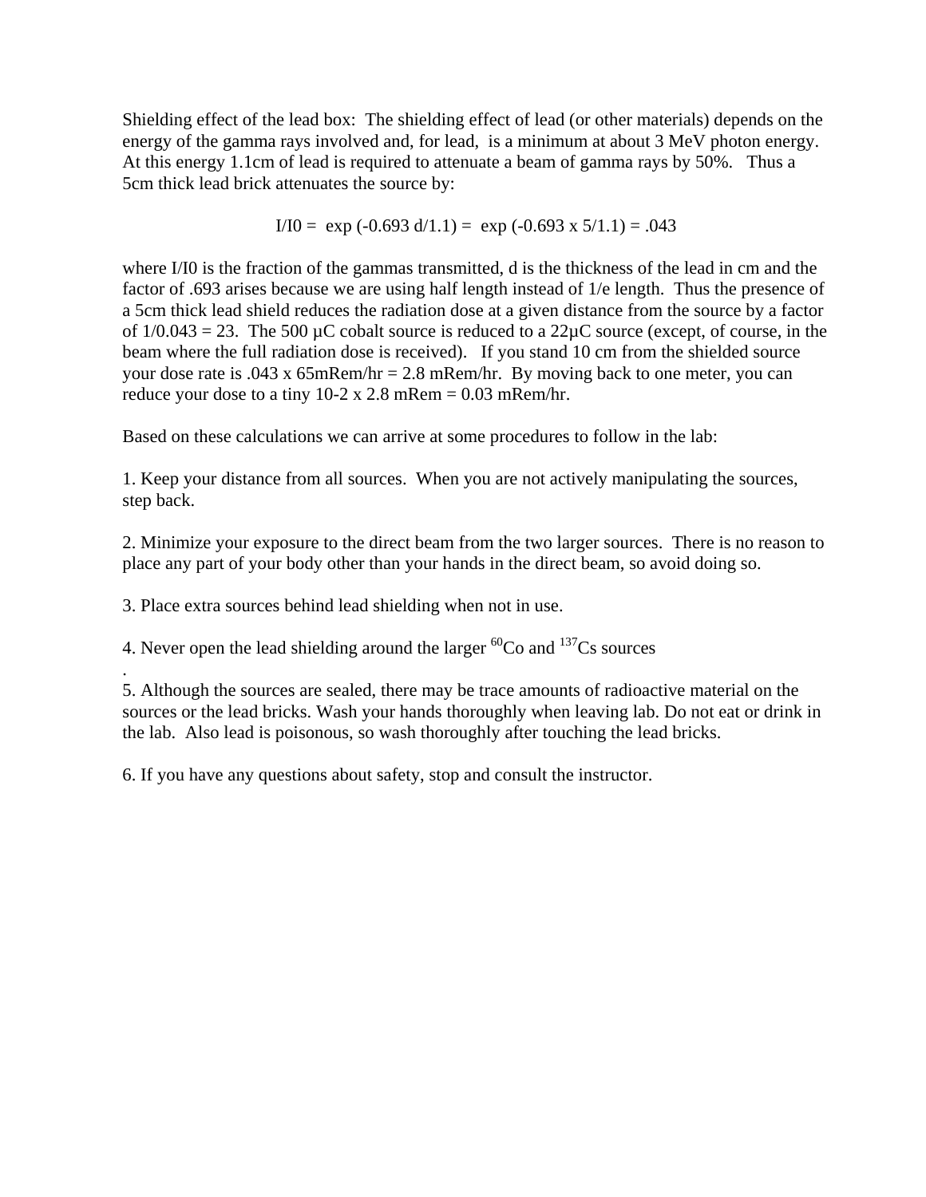Shielding effect of the lead box: The shielding effect of lead (or other materials) depends on the energy of the gamma rays involved and, for lead, is a minimum at about 3 MeV photon energy. At this energy 1.1cm of lead is required to attenuate a beam of gamma rays by 50%. Thus a 5cm thick lead brick attenuates the source by:

$$I/I0 = \exp(-0.693\ d/1.1) = \exp(-0.693 \times 5/1.1) = .043$$

where I/I0 is the fraction of the gammas transmitted, d is the thickness of the lead in cm and the factor of .693 arises because we are using half length instead of 1/e length. Thus the presence of a 5cm thick lead shield reduces the radiation dose at a given distance from the source by a factor of 1/0.043 = 23. The 500 µC cobalt source is reduced to a 22µC source (except, of course, in the beam where the full radiation dose is received). If you stand 10 cm from the shielded source your dose rate is .043 x 65mRem/hr = 2.8 mRem/hr. By moving back to one meter, you can reduce your dose to a tiny $10^{-2}$ x 2.8 mRem = 0.03 mRem/hr.

Based on these calculations we can arrive at some procedures to follow in the lab:

1. Keep your distance from all sources. When you are not actively manipulating the sources, step back.

2. Minimize your exposure to the direct beam from the two larger sources. There is no reason to place any part of your body other than your hands in the direct beam, so avoid doing so.

3. Place extra sources behind lead shielding when not in use.

4. Never open the lead shielding around the larger $^{60}$Co and $^{137}$Cs sources
.
5. Although the sources are sealed, there may be trace amounts of radioactive material on the sources or the lead bricks. Wash your hands thoroughly when leaving lab. Do not eat or drink in the lab. Also lead is poisonous, so wash thoroughly after touching the lead bricks.

6. If you have any questions about safety, stop and consult the instructor.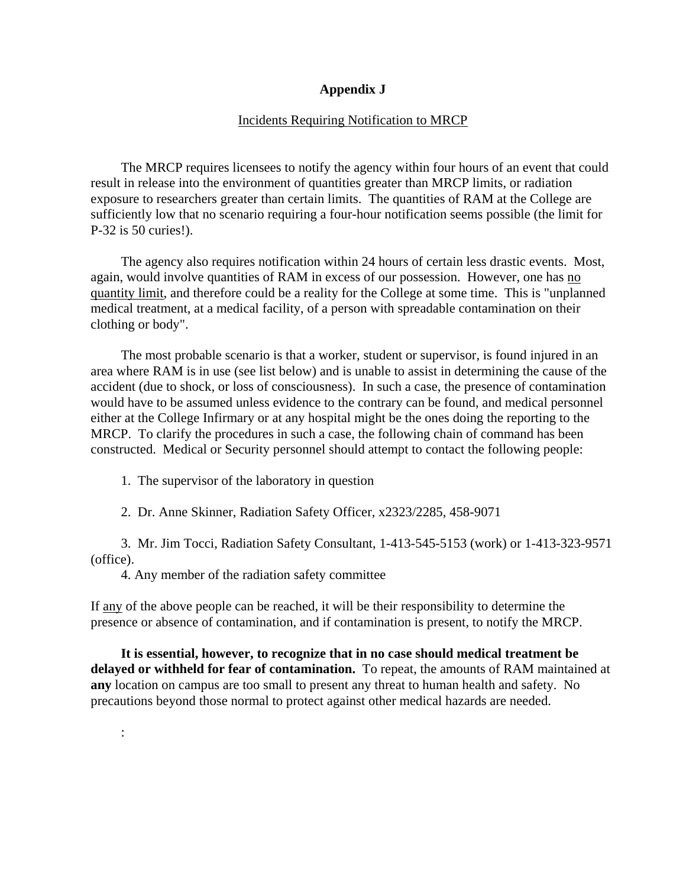# Appendix J

Incidents Requiring Notification to MRCP

The MRCP requires licensees to notify the agency within four hours of an event that could result in release into the environment of quantities greater than MRCP limits, or radiation exposure to researchers greater than certain limits. The quantities of RAM at the College are sufficiently low that no scenario requiring a four-hour notification seems possible (the limit for P-32 is 50 curies!).

The agency also requires notification within 24 hours of certain less drastic events. Most, again, would involve quantities of RAM in excess of our possession. However, one has no quantity limit, and therefore could be a reality for the College at some time. This is "unplanned medical treatment, at a medical facility, of a person with spreadable contamination on their clothing or body".

The most probable scenario is that a worker, student or supervisor, is found injured in an area where RAM is in use (see list below) and is unable to assist in determining the cause of the accident (due to shock, or loss of consciousness). In such a case, the presence of contamination would have to be assumed unless evidence to the contrary can be found, and medical personnel either at the College Infirmary or at any hospital might be the ones doing the reporting to the MRCP. To clarify the procedures in such a case, the following chain of command has been constructed. Medical or Security personnel should attempt to contact the following people:

1. The supervisor of the laboratory in question
2. Dr. Anne Skinner, Radiation Safety Officer, x2323/2285, 458-9071
3. Mr. Jim Tocci, Radiation Safety Consultant, 1-413-545-5153 (work) or 1-413-323-9571 (office).
4. Any member of the radiation safety committee

If any of the above people can be reached, it will be their responsibility to determine the presence or absence of contamination, and if contamination is present, to notify the MRCP.

**It is essential, however, to recognize that in no case should medical treatment be delayed or withheld for fear of contamination.** To repeat, the amounts of RAM maintained at **any** location on campus are too small to present any threat to human health and safety. No precautions beyond those normal to protect against other medical hazards are needed.

: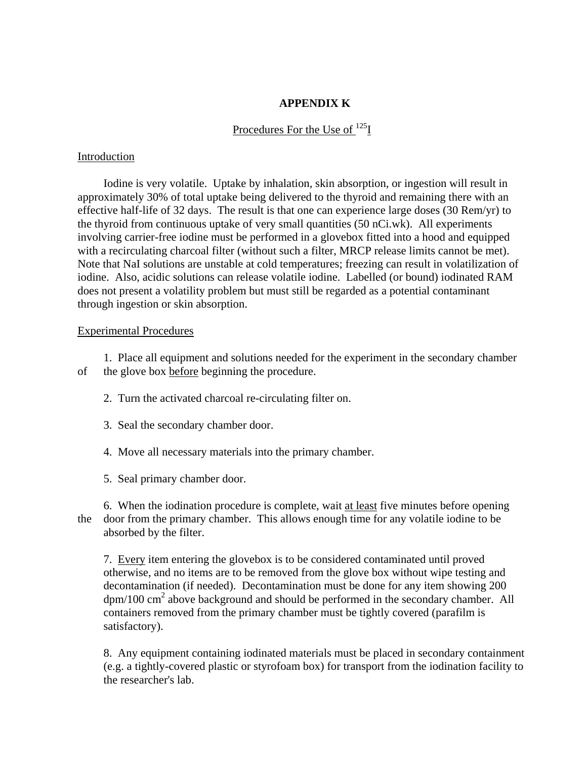# APPENDIX K

## Procedures For the Use of $^{125}$I

### Introduction

Iodine is very volatile. Uptake by inhalation, skin absorption, or ingestion will result in approximately 30% of total uptake being delivered to the thyroid and remaining there with an effective half-life of 32 days. The result is that one can experience large doses (30 Rem/yr) to the thyroid from continuous uptake of very small quantities (50 nCi.wk). All experiments involving carrier-free iodine must be performed in a glovebox fitted into a hood and equipped with a recirculating charcoal filter (without such a filter, MRCP release limits cannot be met). Note that NaI solutions are unstable at cold temperatures; freezing can result in volatilization of iodine. Also, acidic solutions can release volatile iodine. Labelled (or bound) iodinated RAM does not present a volatility problem but must still be regarded as a potential contaminant through ingestion or skin absorption.

### Experimental Procedures

1. Place all equipment and solutions needed for the experiment in the secondary chamber of the glove box before beginning the procedure.

2. Turn the activated charcoal re-circulating filter on.

3. Seal the secondary chamber door.

4. Move all necessary materials into the primary chamber.

5. Seal primary chamber door.

6. When the iodination procedure is complete, wait at least five minutes before opening the door from the primary chamber. This allows enough time for any volatile iodine to be absorbed by the filter.

7. Every item entering the glovebox is to be considered contaminated until proved otherwise, and no items are to be removed from the glove box without wipe testing and decontamination (if needed). Decontamination must be done for any item showing 200 dpm/100 $cm^2$ above background and should be performed in the secondary chamber. All containers removed from the primary chamber must be tightly covered (parafilm is satisfactory).

8. Any equipment containing iodinated materials must be placed in secondary containment (e.g. a tightly-covered plastic or styrofoam box) for transport from the iodination facility to the researcher's lab.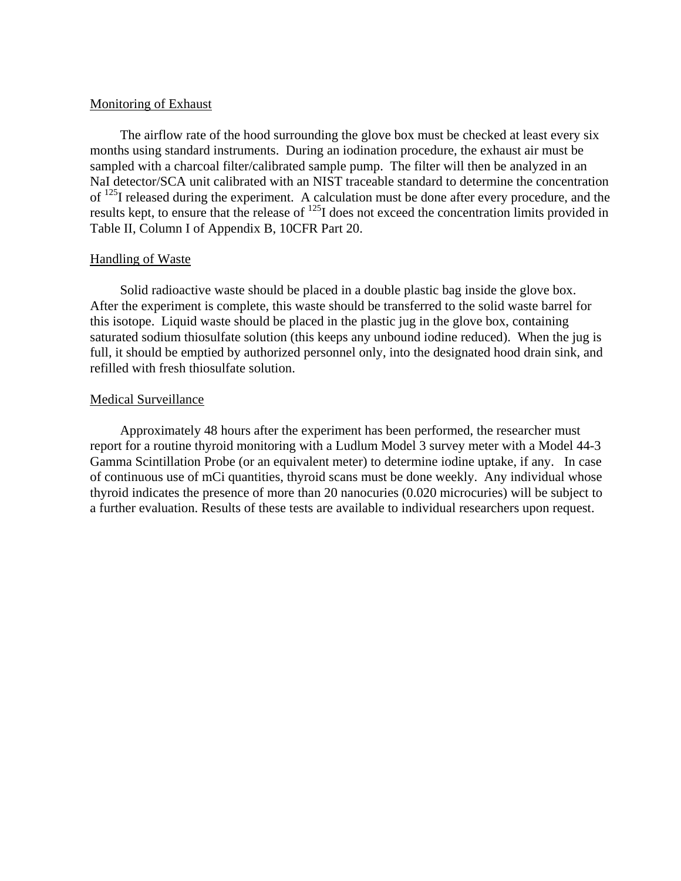## Monitoring of Exhaust

The airflow rate of the hood surrounding the glove box must be checked at least every six months using standard instruments. During an iodination procedure, the exhaust air must be sampled with a charcoal filter/calibrated sample pump. The filter will then be analyzed in an NaI detector/SCA unit calibrated with an NIST traceable standard to determine the concentration of $^{125}$I released during the experiment. A calculation must be done after every procedure, and the results kept, to ensure that the release of $^{125}$I does not exceed the concentration limits provided in Table II, Column I of Appendix B, 10CFR Part 20.

## Handling of Waste

Solid radioactive waste should be placed in a double plastic bag inside the glove box. After the experiment is complete, this waste should be transferred to the solid waste barrel for this isotope. Liquid waste should be placed in the plastic jug in the glove box, containing saturated sodium thiosulfate solution (this keeps any unbound iodine reduced). When the jug is full, it should be emptied by authorized personnel only, into the designated hood drain sink, and refilled with fresh thiosulfate solution.

## Medical Surveillance

Approximately 48 hours after the experiment has been performed, the researcher must report for a routine thyroid monitoring with a Ludlum Model 3 survey meter with a Model 44-3 Gamma Scintillation Probe (or an equivalent meter) to determine iodine uptake, if any. In case of continuous use of mCi quantities, thyroid scans must be done weekly. Any individual whose thyroid indicates the presence of more than 20 nanocuries (0.020 microcuries) will be subject to a further evaluation. Results of these tests are available to individual researchers upon request.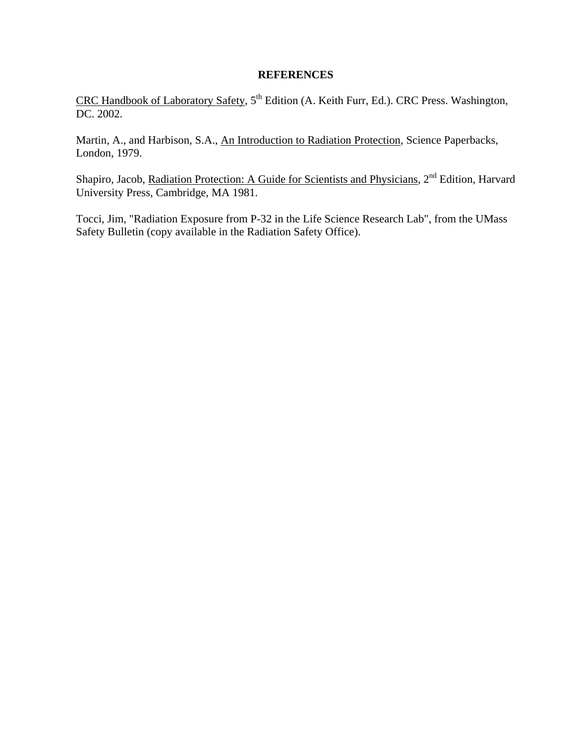**REFERENCES**

CRC Handbook of Laboratory Safety, 5th Edition (A. Keith Furr, Ed.). CRC Press. Washington, DC. 2002.

Martin, A., and Harbison, S.A., An Introduction to Radiation Protection, Science Paperbacks, London, 1979.

Shapiro, Jacob, Radiation Protection: A Guide for Scientists and Physicians, 2nd Edition, Harvard University Press, Cambridge, MA 1981.

Tocci, Jim, "Radiation Exposure from P-32 in the Life Science Research Lab", from the UMass Safety Bulletin (copy available in the Radiation Safety Office).